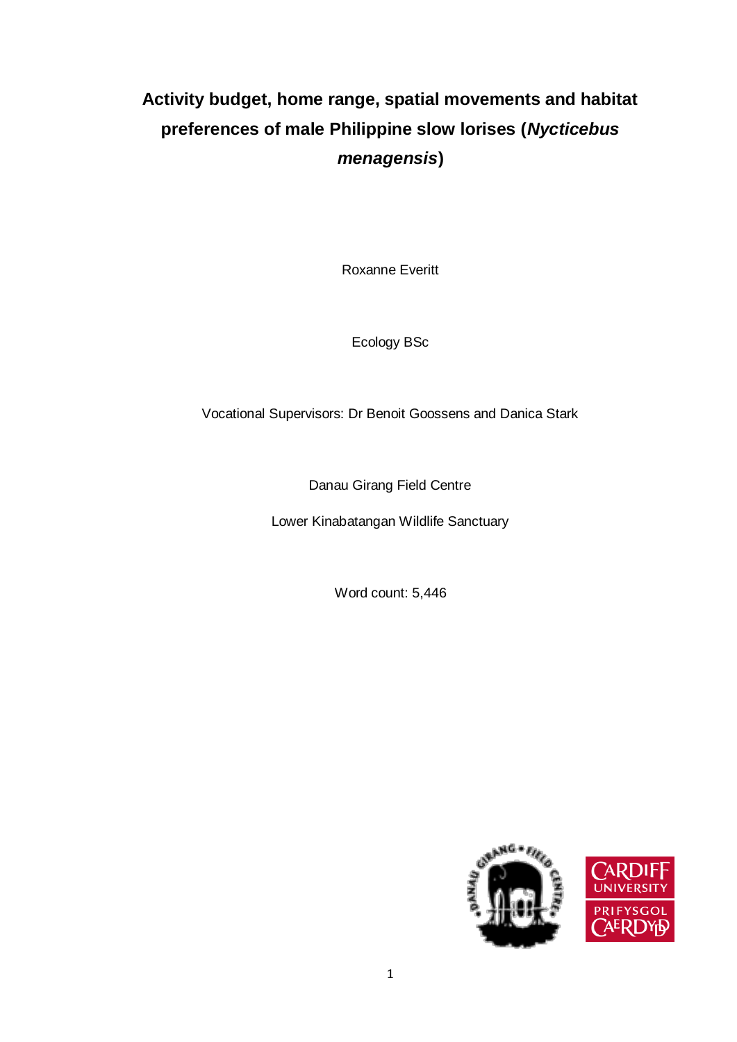# Activity budget, home range, spatial movements and habitat preferences of male Philippine slow lorises (*Nycticebus menagensis*)

Roxanne Everitt

Ecology BSc

Vocational Supervisors: Dr Benoit Goossens and Danica Stark

Danau Girang Field Centre

Lower Kinabatangan Wildlife Sanctuary

Word count: 5,446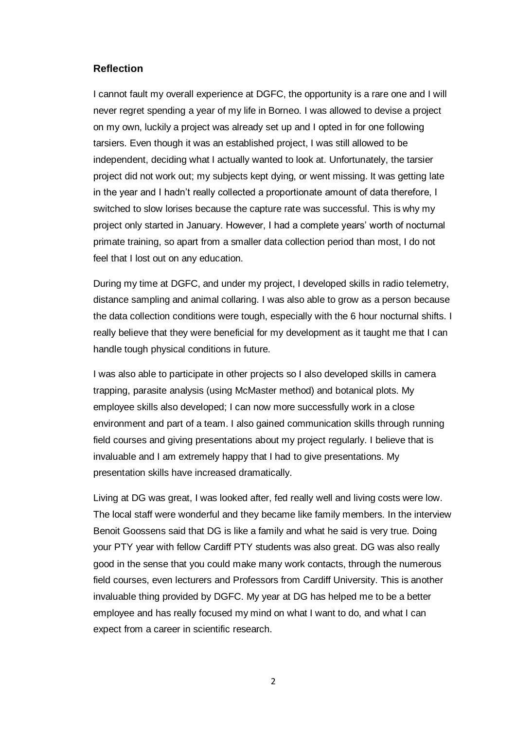## Reflection

I cannot fault my overall experience at DGFC, the opportunity is a rare one and I will never regret spending a year of my life in Borneo. I was allowed to devise a project on my own, luckily a project was already set up and I opted in for one following tarsiers. Even though it was an established project, I was still allowed to be independent, deciding what I actually wanted to look at. Unfortunately, the tarsier project did not work out; my subjects kept dying, or went missing. It was getting late in the year and I hadn't really collected a proportionate amount of data therefore, I switched to slow lorises because the capture rate was successful. This is why my project only started in January. However, I had a complete years' worth of nocturnal primate training, so apart from a smaller data collection period than most, I do not feel that I lost out on any education.

During my time at DGFC, and under my project, I developed skills in radio telemetry, distance sampling and animal collaring. I was also able to grow as a person because the data collection conditions were tough, especially with the 6 hour nocturnal shifts. I really believe that they were beneficial for my development as it taught me that I can handle tough physical conditions in future.

I was also able to participate in other projects so I also developed skills in camera trapping, parasite analysis (using McMaster method) and botanical plots. My employee skills also developed; I can now more successfully work in a close environment and part of a team. I also gained communication skills through running field courses and giving presentations about my project regularly. I believe that is invaluable and I am extremely happy that I had to give presentations. My presentation skills have increased dramatically.

Living at DG was great, I was looked after, fed really well and living costs were low. The local staff were wonderful and they became like family members. In the interview Benoit Goossens said that DG is like a family and what he said is very true. Doing your PTY year with fellow Cardiff PTY students was also great. DG was also really good in the sense that you could make many work contacts, through the numerous field courses, even lecturers and Professors from Cardiff University. This is another invaluable thing provided by DGFC. My year at DG has helped me to be a better employee and has really focused my mind on what I want to do, and what I can expect from a career in scientific research.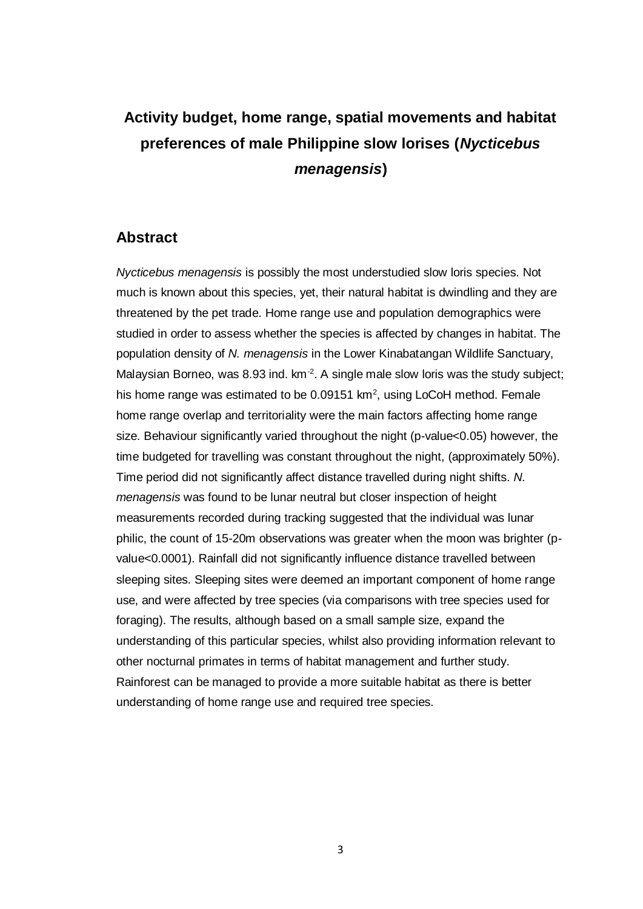# **Activity budget, home range, spatial movements and habitat preferences of male Philippine slow lorises (*Nycticebus menagensis*)**

## Abstract

*Nycticebus menagensis* is possibly the most understudied slow loris species. Not much is known about this species, yet, their natural habitat is dwindling and they are threatened by the pet trade. Home range use and population demographics were studied in order to assess whether the species is affected by changes in habitat. The population density of *N. menagensis* in the Lower Kinabatangan Wildlife Sanctuary, Malaysian Borneo, was 8.93 ind. $km^{-2}$. A single male slow loris was the study subject; his home range was estimated to be 0.09151 $km^2$, using LoCoH method. Female home range overlap and territoriality were the main factors affecting home range size. Behaviour significantly varied throughout the night (p-value<0.05) however, the time budgeted for travelling was constant throughout the night, (approximately 50%). Time period did not significantly affect distance travelled during night shifts. *N. menagensis* was found to be lunar neutral but closer inspection of height measurements recorded during tracking suggested that the individual was lunar philic, the count of 15-20m observations was greater when the moon was brighter (p-value<0.0001). Rainfall did not significantly influence distance travelled between sleeping sites. Sleeping sites were deemed an important component of home range use, and were affected by tree species (via comparisons with tree species used for foraging). The results, although based on a small sample size, expand the understanding of this particular species, whilst also providing information relevant to other nocturnal primates in terms of habitat management and further study. Rainforest can be managed to provide a more suitable habitat as there is better understanding of home range use and required tree species.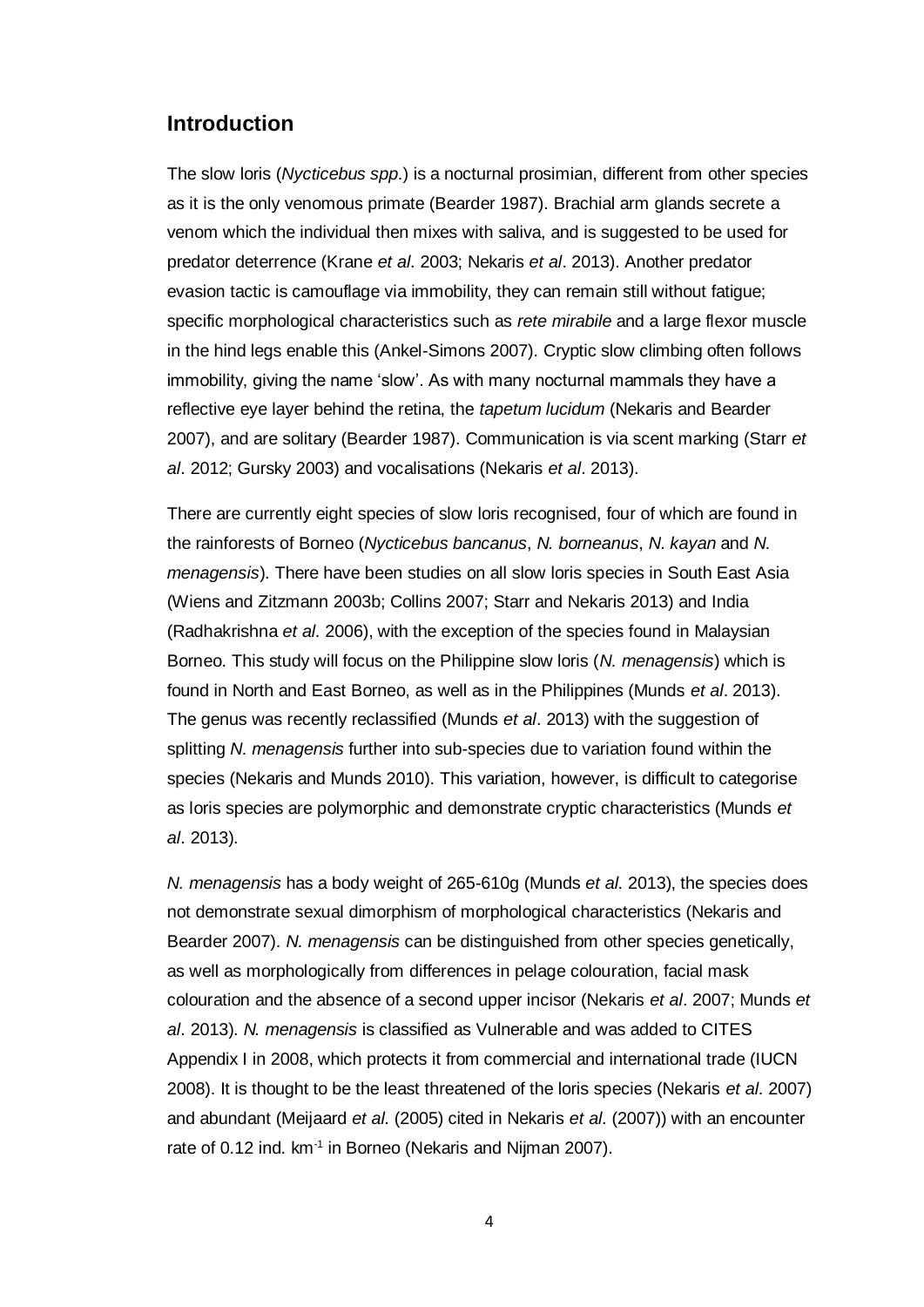## Introduction

The slow loris (*Nycticebus spp*.) is a nocturnal prosimian, different from other species as it is the only venomous primate (Bearder 1987). Brachial arm glands secrete a venom which the individual then mixes with saliva, and is suggested to be used for predator deterrence (Krane *et al*. 2003; Nekaris *et al*. 2013). Another predator evasion tactic is camouflage via immobility, they can remain still without fatigue; specific morphological characteristics such as *rete mirabile* and a large flexor muscle in the hind legs enable this (Ankel-Simons 2007). Cryptic slow climbing often follows immobility, giving the name 'slow'. As with many nocturnal mammals they have a reflective eye layer behind the retina, the *tapetum lucidum* (Nekaris and Bearder 2007), and are solitary (Bearder 1987). Communication is via scent marking (Starr *et al*. 2012; Gursky 2003) and vocalisations (Nekaris *et al*. 2013).

There are currently eight species of slow loris recognised, four of which are found in the rainforests of Borneo (*Nycticebus bancanus*, *N. borneanus*, *N. kayan* and *N. menagensis*). There have been studies on all slow loris species in South East Asia (Wiens and Zitzmann 2003b; Collins 2007; Starr and Nekaris 2013) and India (Radhakrishna *et al*. 2006), with the exception of the species found in Malaysian Borneo. This study will focus on the Philippine slow loris (*N. menagensis*) which is found in North and East Borneo, as well as in the Philippines (Munds *et al*. 2013). The genus was recently reclassified (Munds *et al*. 2013) with the suggestion of splitting *N. menagensis* further into sub-species due to variation found within the species (Nekaris and Munds 2010). This variation, however, is difficult to categorise as loris species are polymorphic and demonstrate cryptic characteristics (Munds *et al*. 2013).

*N. menagensis* has a body weight of 265-610g (Munds *et al*. 2013), the species does not demonstrate sexual dimorphism of morphological characteristics (Nekaris and Bearder 2007). *N. menagensis* can be distinguished from other species genetically, as well as morphologically from differences in pelage colouration, facial mask colouration and the absence of a second upper incisor (Nekaris *et al*. 2007; Munds *et al*. 2013). *N. menagensis* is classified as Vulnerable and was added to CITES Appendix I in 2008, which protects it from commercial and international trade (IUCN 2008). It is thought to be the least threatened of the loris species (Nekaris *et al*. 2007) and abundant (Meijaard *et al*. (2005) cited in Nekaris *et al*. (2007)) with an encounter rate of 0.12 ind. $km^{-1}$ in Borneo (Nekaris and Nijman 2007).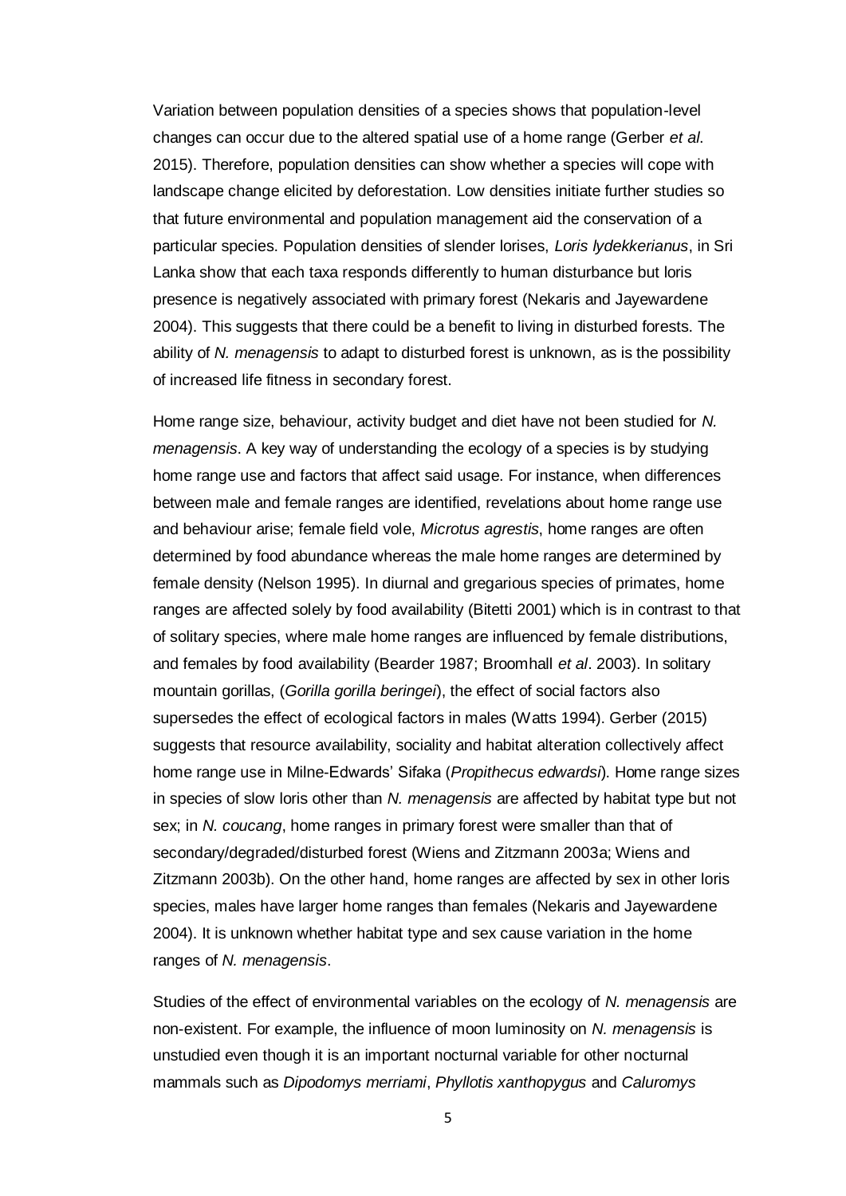Variation between population densities of a species shows that population-level changes can occur due to the altered spatial use of a home range (Gerber *et al*. 2015). Therefore, population densities can show whether a species will cope with landscape change elicited by deforestation. Low densities initiate further studies so that future environmental and population management aid the conservation of a particular species. Population densities of slender lorises, *Loris lydekkerianus*, in Sri Lanka show that each taxa responds differently to human disturbance but loris presence is negatively associated with primary forest (Nekaris and Jayewardene 2004). This suggests that there could be a benefit to living in disturbed forests. The ability of *N. menagensis* to adapt to disturbed forest is unknown, as is the possibility of increased life fitness in secondary forest.

Home range size, behaviour, activity budget and diet have not been studied for *N. menagensis*. A key way of understanding the ecology of a species is by studying home range use and factors that affect said usage. For instance, when differences between male and female ranges are identified, revelations about home range use and behaviour arise; female field vole, *Microtus agrestis*, home ranges are often determined by food abundance whereas the male home ranges are determined by female density (Nelson 1995). In diurnal and gregarious species of primates, home ranges are affected solely by food availability (Bitetti 2001) which is in contrast to that of solitary species, where male home ranges are influenced by female distributions, and females by food availability (Bearder 1987; Broomhall *et al*. 2003). In solitary mountain gorillas, (*Gorilla gorilla beringei*), the effect of social factors also supersedes the effect of ecological factors in males (Watts 1994). Gerber (2015) suggests that resource availability, sociality and habitat alteration collectively affect home range use in Milne-Edwards' Sifaka (*Propithecus edwardsi*). Home range sizes in species of slow loris other than *N. menagensis* are affected by habitat type but not sex; in *N. coucang*, home ranges in primary forest were smaller than that of secondary/degraded/disturbed forest (Wiens and Zitzmann 2003a; Wiens and Zitzmann 2003b). On the other hand, home ranges are affected by sex in other loris species, males have larger home ranges than females (Nekaris and Jayewardene 2004). It is unknown whether habitat type and sex cause variation in the home ranges of *N. menagensis*.

Studies of the effect of environmental variables on the ecology of *N. menagensis* are non-existent. For example, the influence of moon luminosity on *N. menagensis* is unstudied even though it is an important nocturnal variable for other nocturnal mammals such as *Dipodomys merriami*, *Phyllotis xanthopygus* and *Caluromys*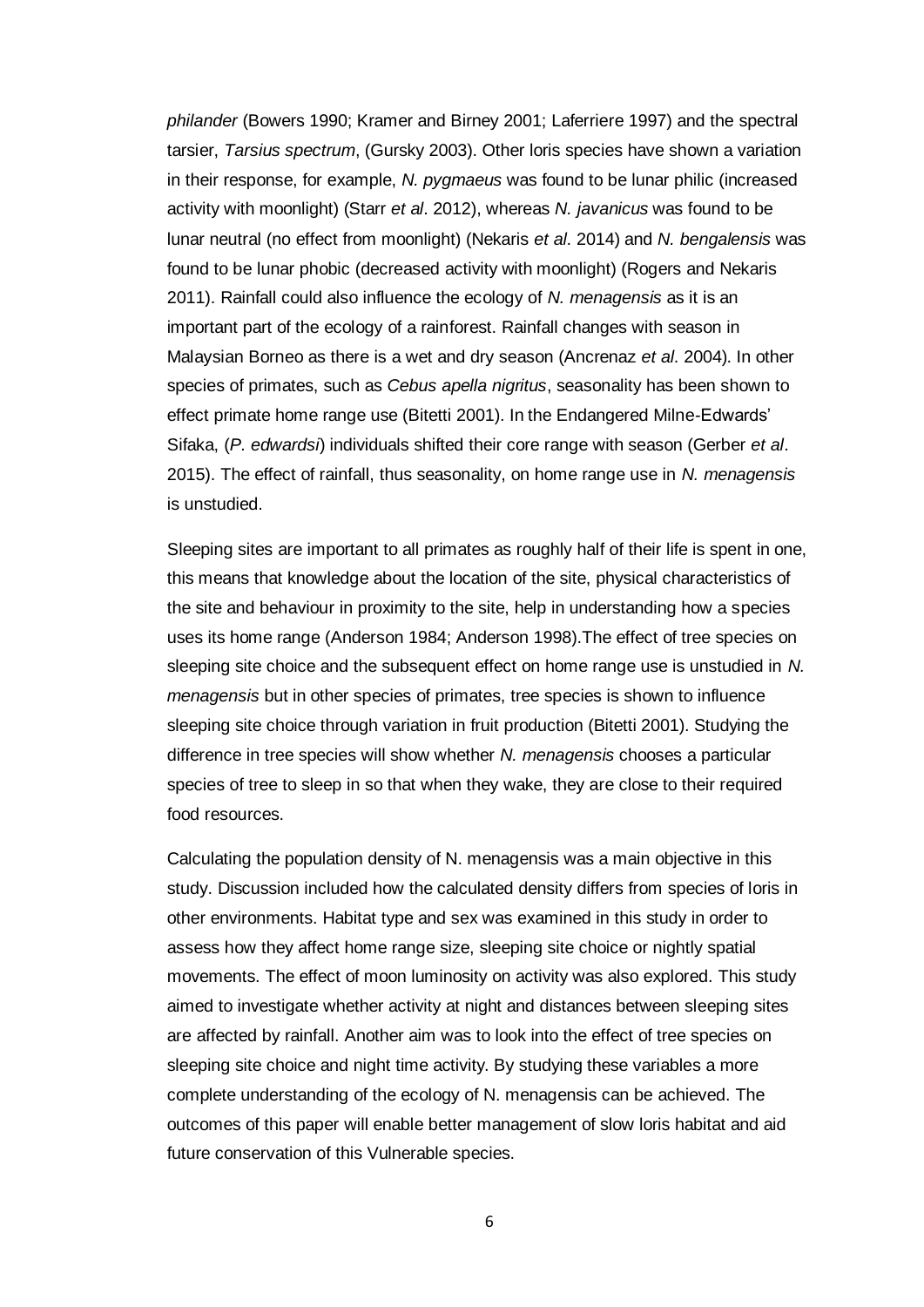*philander* (Bowers 1990; Kramer and Birney 2001; Laferriere 1997) and the spectral tarsier, *Tarsius spectrum*, (Gursky 2003). Other loris species have shown a variation in their response, for example, *N. pygmaeus* was found to be lunar philic (increased activity with moonlight) (Starr *et al*. 2012), whereas *N. javanicus* was found to be lunar neutral (no effect from moonlight) (Nekaris *et al*. 2014) and *N. bengalensis* was found to be lunar phobic (decreased activity with moonlight) (Rogers and Nekaris 2011). Rainfall could also influence the ecology of *N. menagensis* as it is an important part of the ecology of a rainforest. Rainfall changes with season in Malaysian Borneo as there is a wet and dry season (Ancrenaz *et al*. 2004). In other species of primates, such as *Cebus apella nigritus*, seasonality has been shown to effect primate home range use (Bitetti 2001). In the Endangered Milne-Edwards' Sifaka, (*P. edwardsi*) individuals shifted their core range with season (Gerber *et al*. 2015). The effect of rainfall, thus seasonality, on home range use in *N. menagensis* is unstudied.

Sleeping sites are important to all primates as roughly half of their life is spent in one, this means that knowledge about the location of the site, physical characteristics of the site and behaviour in proximity to the site, help in understanding how a species uses its home range (Anderson 1984; Anderson 1998).The effect of tree species on sleeping site choice and the subsequent effect on home range use is unstudied in *N. menagensis* but in other species of primates, tree species is shown to influence sleeping site choice through variation in fruit production (Bitetti 2001). Studying the difference in tree species will show whether *N. menagensis* chooses a particular species of tree to sleep in so that when they wake, they are close to their required food resources.

Calculating the population density of N. menagensis was a main objective in this study. Discussion included how the calculated density differs from species of loris in other environments. Habitat type and sex was examined in this study in order to assess how they affect home range size, sleeping site choice or nightly spatial movements. The effect of moon luminosity on activity was also explored. This study aimed to investigate whether activity at night and distances between sleeping sites are affected by rainfall. Another aim was to look into the effect of tree species on sleeping site choice and night time activity. By studying these variables a more complete understanding of the ecology of N. menagensis can be achieved. The outcomes of this paper will enable better management of slow loris habitat and aid future conservation of this Vulnerable species.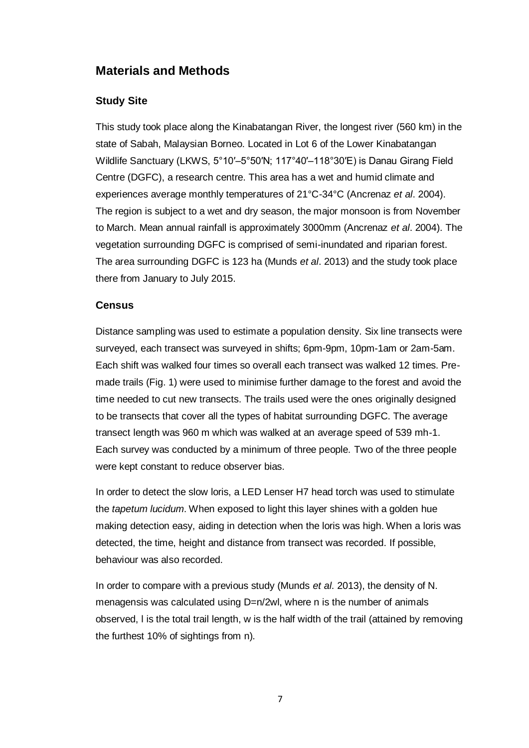## Materials and Methods

### Study Site

This study took place along the Kinabatangan River, the longest river (560 km) in the state of Sabah, Malaysian Borneo. Located in Lot 6 of the Lower Kinabatangan Wildlife Sanctuary (LKWS, 5°10′–5°50′N; 117°40′–118°30′E) is Danau Girang Field Centre (DGFC), a research centre. This area has a wet and humid climate and experiences average monthly temperatures of 21°C-34°C (Ancrenaz *et al*. 2004). The region is subject to a wet and dry season, the major monsoon is from November to March. Mean annual rainfall is approximately 3000mm (Ancrenaz *et al*. 2004). The vegetation surrounding DGFC is comprised of semi-inundated and riparian forest. The area surrounding DGFC is 123 ha (Munds *et al*. 2013) and the study took place there from January to July 2015.

### Census

Distance sampling was used to estimate a population density. Six line transects were surveyed, each transect was surveyed in shifts; 6pm-9pm, 10pm-1am or 2am-5am. Each shift was walked four times so overall each transect was walked 12 times. Pre-made trails (Fig. 1) were used to minimise further damage to the forest and avoid the time needed to cut new transects. The trails used were the ones originally designed to be transects that cover all the types of habitat surrounding DGFC. The average transect length was 960 m which was walked at an average speed of 539 mh-1. Each survey was conducted by a minimum of three people. Two of the three people were kept constant to reduce observer bias.

In order to detect the slow loris, a LED Lenser H7 head torch was used to stimulate the *tapetum lucidum*. When exposed to light this layer shines with a golden hue making detection easy, aiding in detection when the loris was high. When a loris was detected, the time, height and distance from transect was recorded. If possible, behaviour was also recorded.

In order to compare with a previous study (Munds *et al*. 2013), the density of N. menagensis was calculated using $D=n/2wl$, where n is the number of animals observed, l is the total trail length, w is the half width of the trail (attained by removing the furthest 10% of sightings from n).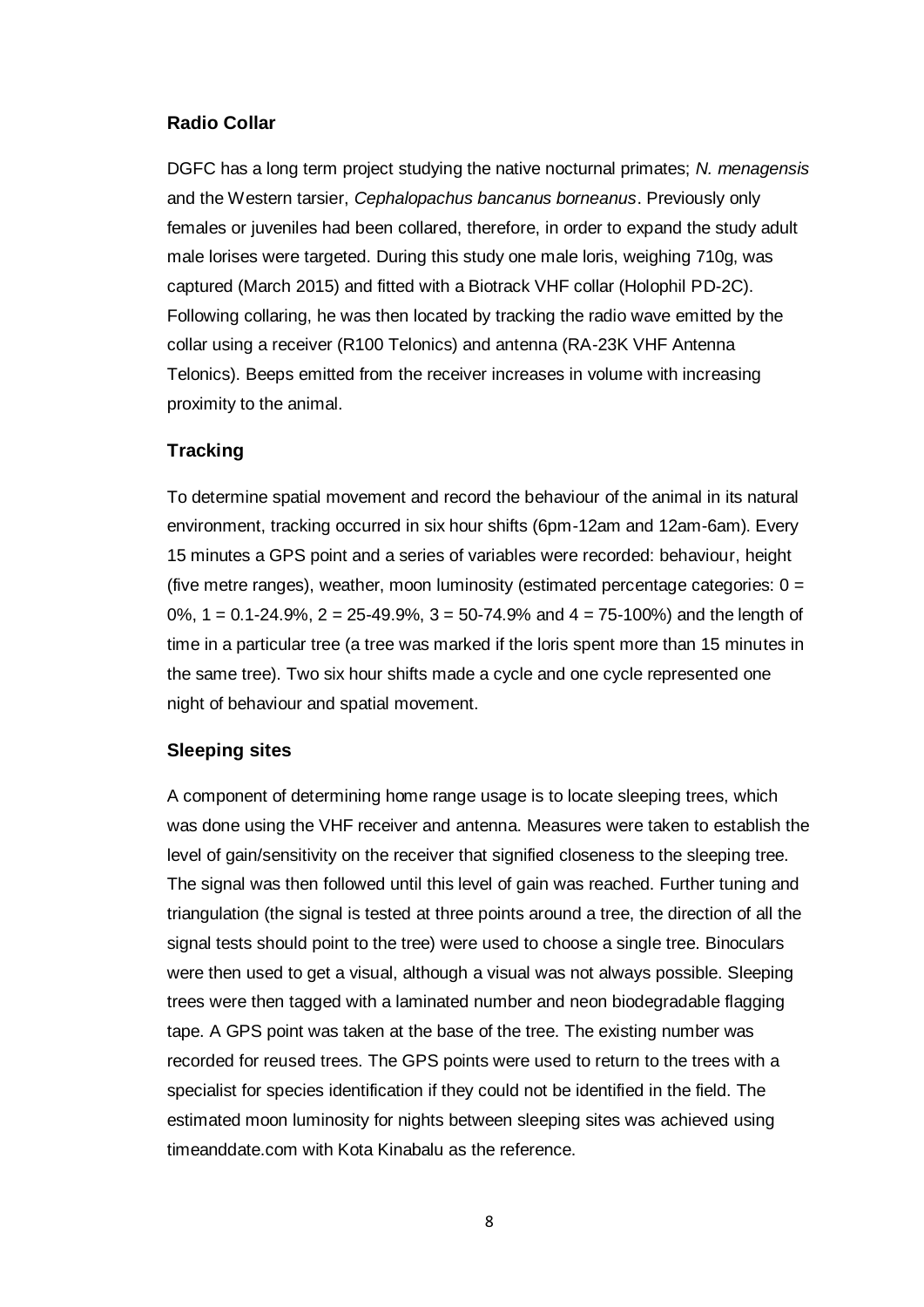### Radio Collar

DGFC has a long term project studying the native nocturnal primates; *N. menagensis* and the Western tarsier, *Cephalopachus bancanus borneanus*. Previously only females or juveniles had been collared, therefore, in order to expand the study adult male lorises were targeted. During this study one male loris, weighing 710g, was captured (March 2015) and fitted with a Biotrack VHF collar (Holophil PD-2C). Following collaring, he was then located by tracking the radio wave emitted by the collar using a receiver (R100 Telonics) and antenna (RA-23K VHF Antenna Telonics). Beeps emitted from the receiver increases in volume with increasing proximity to the animal.

### Tracking

To determine spatial movement and record the behaviour of the animal in its natural environment, tracking occurred in six hour shifts (6pm-12am and 12am-6am). Every 15 minutes a GPS point and a series of variables were recorded: behaviour, height (five metre ranges), weather, moon luminosity (estimated percentage categories: 0 = 0%, 1 = 0.1-24.9%, 2 = 25-49.9%, 3 = 50-74.9% and 4 = 75-100%) and the length of time in a particular tree (a tree was marked if the loris spent more than 15 minutes in the same tree). Two six hour shifts made a cycle and one cycle represented one night of behaviour and spatial movement.

### Sleeping sites

A component of determining home range usage is to locate sleeping trees, which was done using the VHF receiver and antenna. Measures were taken to establish the level of gain/sensitivity on the receiver that signified closeness to the sleeping tree. The signal was then followed until this level of gain was reached. Further tuning and triangulation (the signal is tested at three points around a tree, the direction of all the signal tests should point to the tree) were used to choose a single tree. Binoculars were then used to get a visual, although a visual was not always possible. Sleeping trees were then tagged with a laminated number and neon biodegradable flagging tape. A GPS point was taken at the base of the tree. The existing number was recorded for reused trees. The GPS points were used to return to the trees with a specialist for species identification if they could not be identified in the field. The estimated moon luminosity for nights between sleeping sites was achieved using timeanddate.com with Kota Kinabalu as the reference.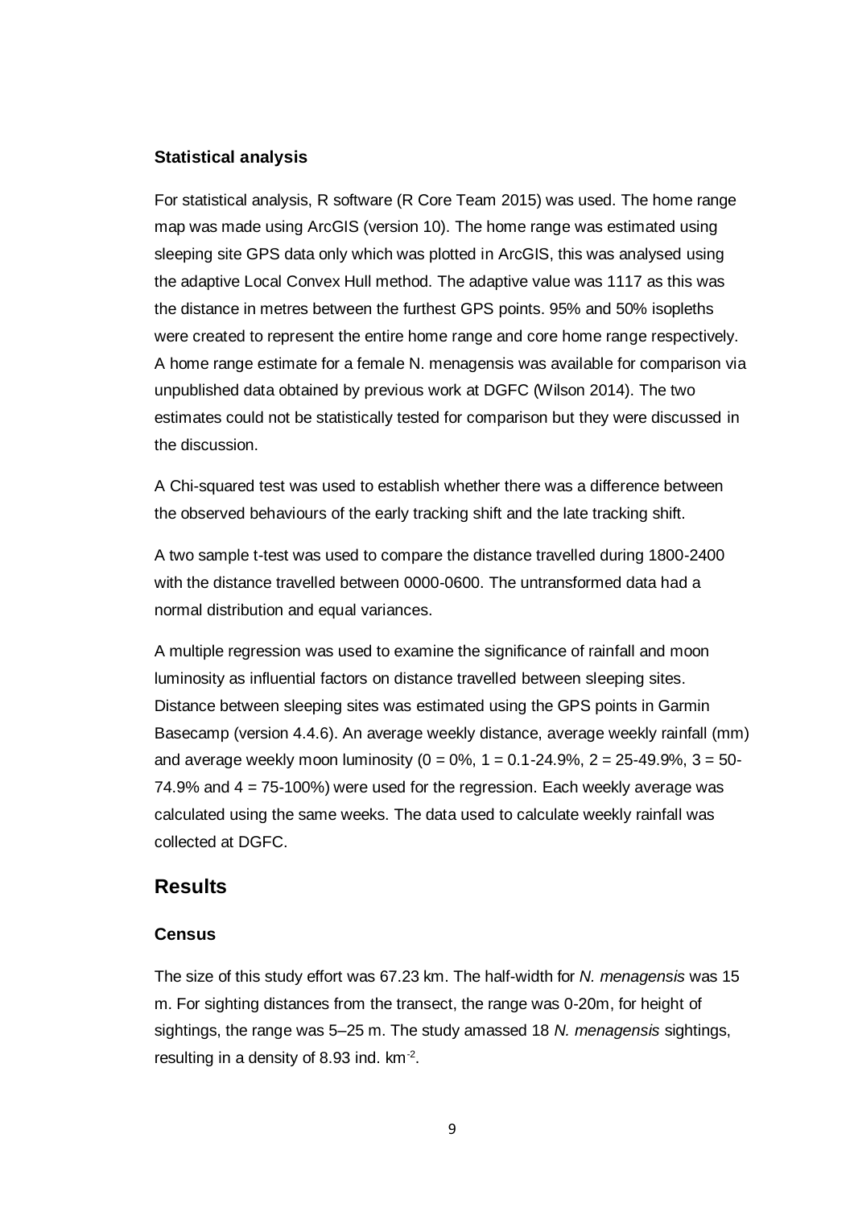### Statistical analysis

For statistical analysis, R software (R Core Team 2015) was used. The home range map was made using ArcGIS (version 10). The home range was estimated using sleeping site GPS data only which was plotted in ArcGIS, this was analysed using the adaptive Local Convex Hull method. The adaptive value was 1117 as this was the distance in metres between the furthest GPS points. 95% and 50% isopleths were created to represent the entire home range and core home range respectively. A home range estimate for a female N. menagensis was available for comparison via unpublished data obtained by previous work at DGFC (Wilson 2014). The two estimates could not be statistically tested for comparison but they were discussed in the discussion.

A Chi-squared test was used to establish whether there was a difference between the observed behaviours of the early tracking shift and the late tracking shift.

A two sample t-test was used to compare the distance travelled during 1800-2400 with the distance travelled between 0000-0600. The untransformed data had a normal distribution and equal variances.

A multiple regression was used to examine the significance of rainfall and moon luminosity as influential factors on distance travelled between sleeping sites. Distance between sleeping sites was estimated using the GPS points in Garmin Basecamp (version 4.4.6). An average weekly distance, average weekly rainfall (mm) and average weekly moon luminosity (0 = 0%, 1 = 0.1-24.9%, 2 = 25-49.9%, 3 = 50-74.9% and 4 = 75-100%) were used for the regression. Each weekly average was calculated using the same weeks. The data used to calculate weekly rainfall was collected at DGFC.

## Results

### Census

The size of this study effort was 67.23 km. The half-width for *N. menagensis* was 15 m. For sighting distances from the transect, the range was 0-20m, for height of sightings, the range was 5–25 m. The study amassed 18 *N. menagensis* sightings, resulting in a density of 8.93 ind. $km^{-2}$.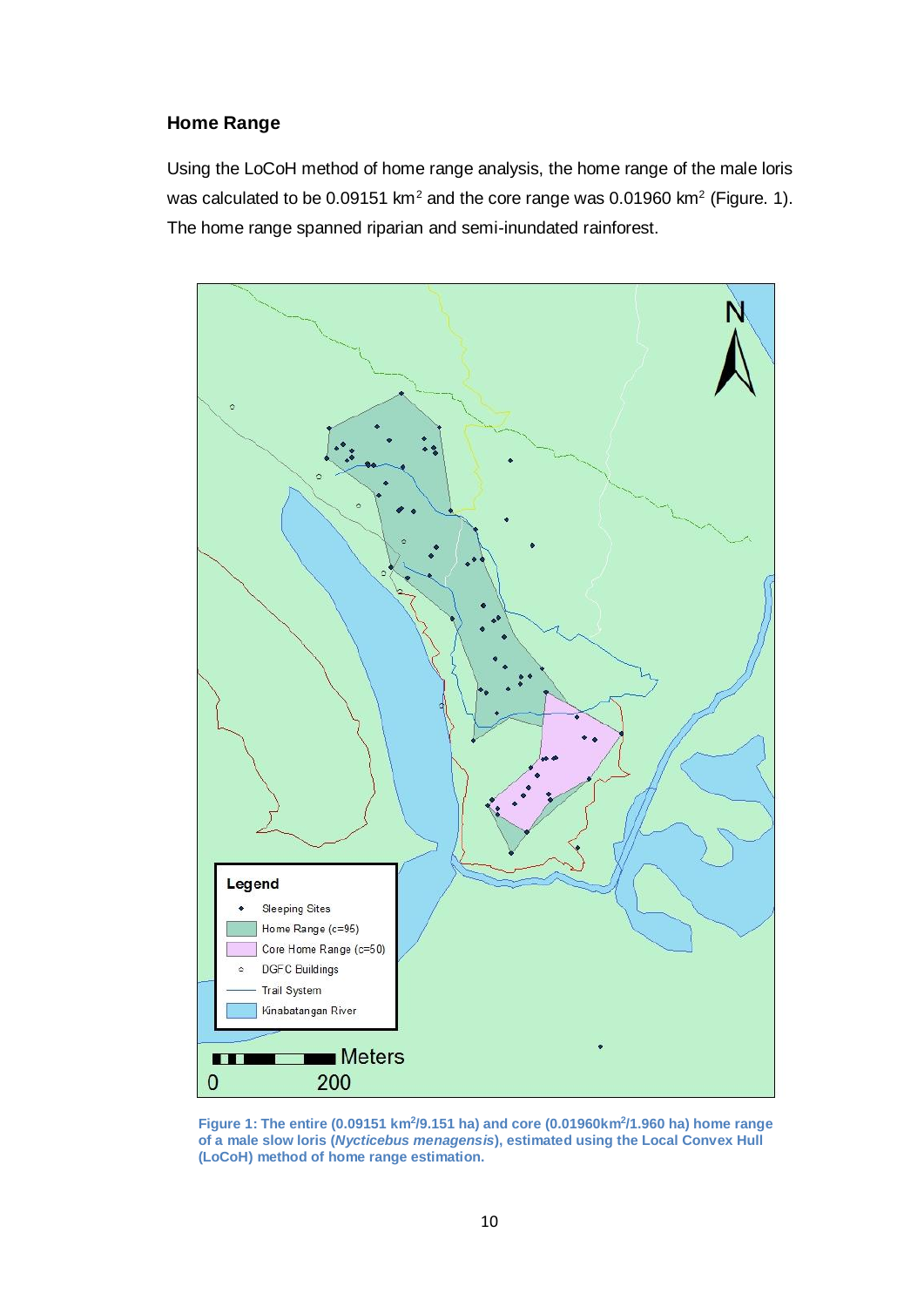## Home Range

Using the LoCoH method of home range analysis, the home range of the male loris was calculated to be 0.09151 $km^2$ and the core range was 0.01960 $km^2$ (Figure. 1). The home range spanned riparian and semi-inundated rainforest.

**Figure 1: The entire (0.09151 $km^2$/9.151 ha) and core (0.01960$km^2$/1.960 ha) home range of a male slow loris (*Nycticebus menagensis*), estimated using the Local Convex Hull (LoCoH) method of home range estimation.**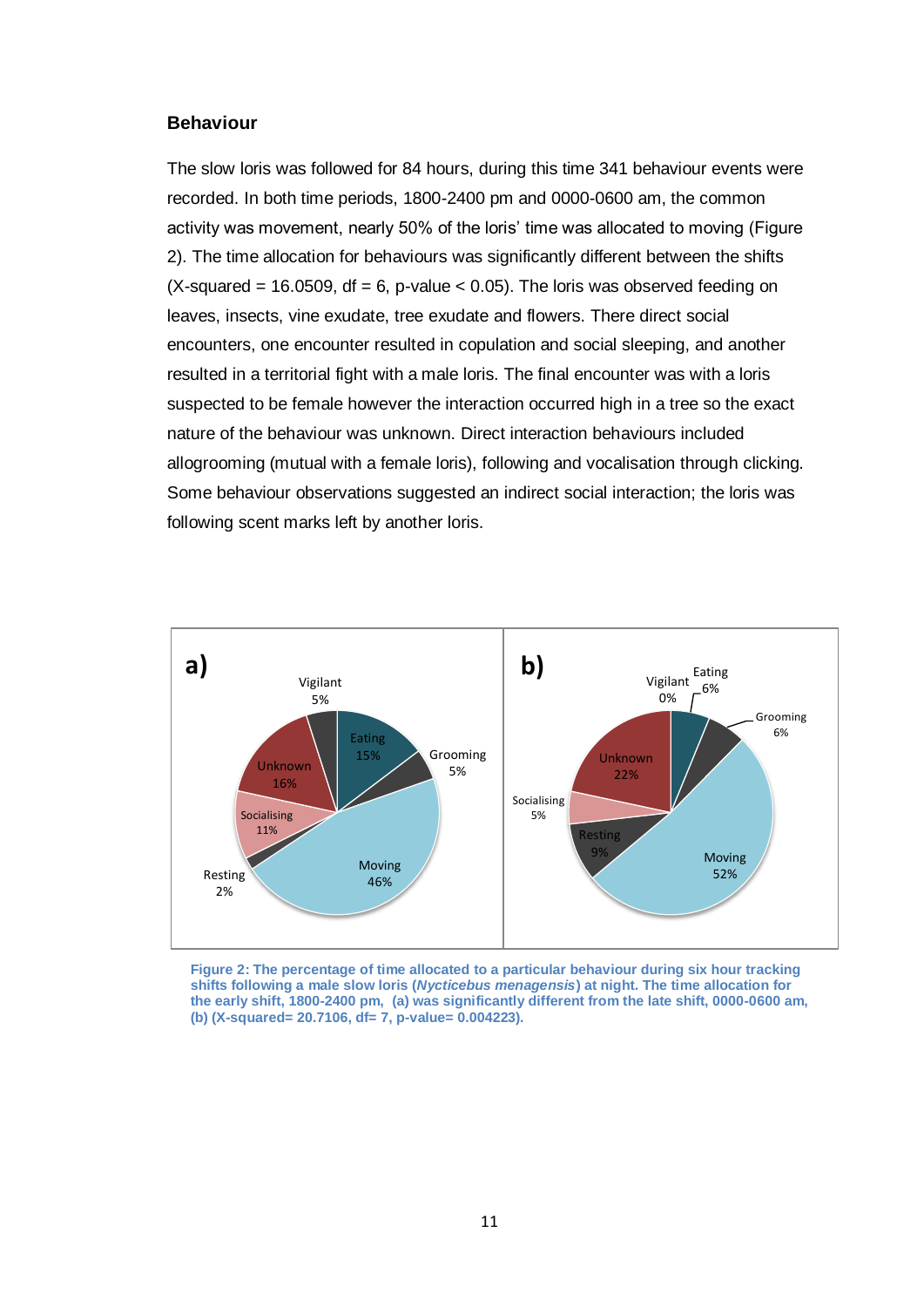### Behaviour

The slow loris was followed for 84 hours, during this time 341 behaviour events were recorded. In both time periods, 1800-2400 pm and 0000-0600 am, the common activity was movement, nearly 50% of the loris' time was allocated to moving (Figure 2). The time allocation for behaviours was significantly different between the shifts (X-squared = 16.0509, df = 6, p-value < 0.05). The loris was observed feeding on leaves, insects, vine exudate, tree exudate and flowers. There direct social encounters, one encounter resulted in copulation and social sleeping, and another resulted in a territorial fight with a male loris. The final encounter was with a loris suspected to be female however the interaction occurred high in a tree so the exact nature of the behaviour was unknown. Direct interaction behaviours included allogrooming (mutual with a female loris), following and vocalisation through clicking. Some behaviour observations suggested an indirect social interaction; the loris was following scent marks left by another loris.

**Figure 2: The percentage of time allocated to a particular behaviour during six hour tracking shifts following a male slow loris (*Nycticebus menagensis*) at night. The time allocation for the early shift, 1800-2400 pm, (a) was significantly different from the late shift, 0000-0600 am, (b) (X-squared= 20.7106, df= 7, p-value= 0.004223).**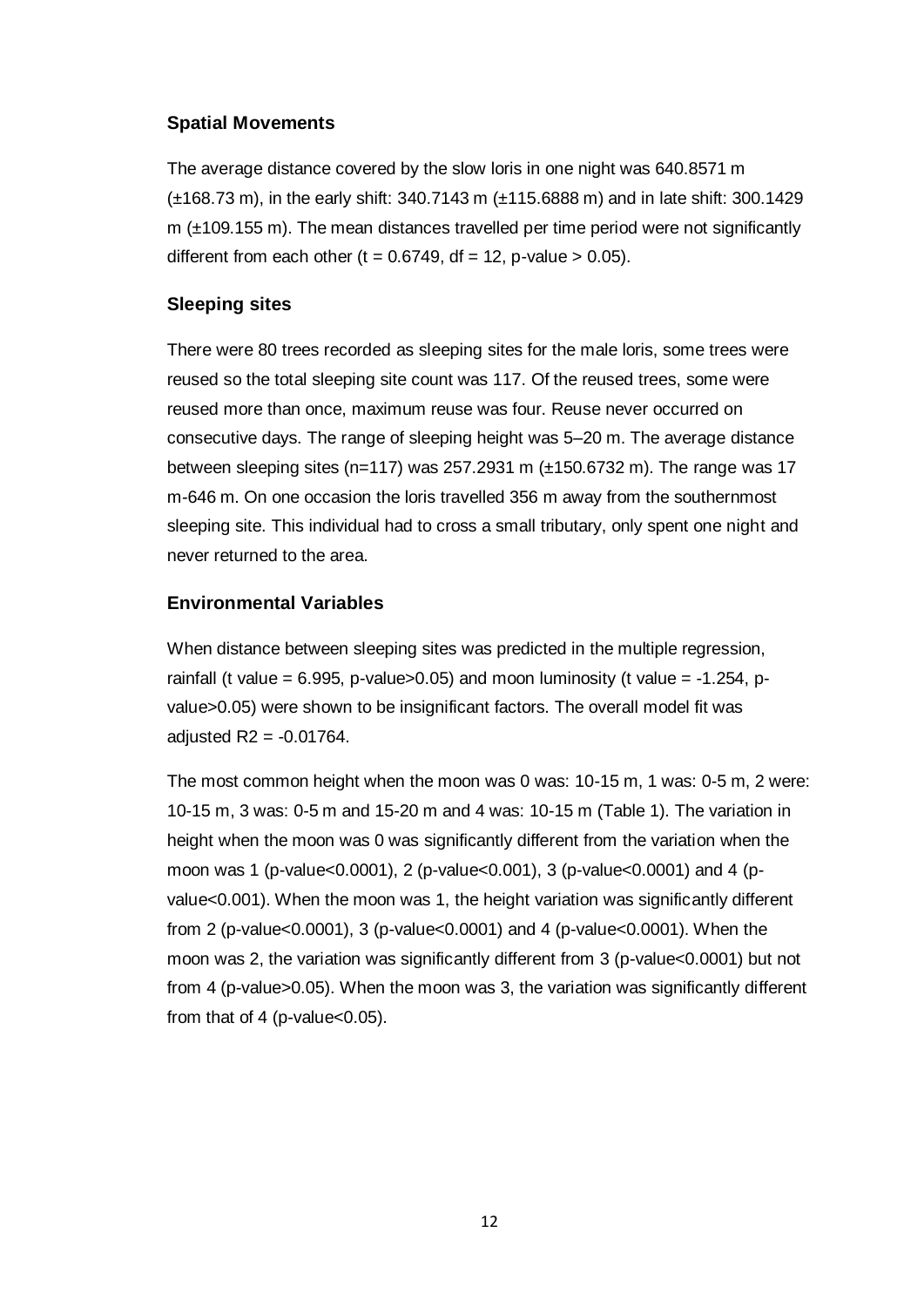## Spatial Movements

The average distance covered by the slow loris in one night was 640.8571 m (±168.73 m), in the early shift: 340.7143 m (±115.6888 m) and in late shift: 300.1429 m (±109.155 m). The mean distances travelled per time period were not significantly different from each other ($t = 0.6749$, $df = 12$, p-value $> 0.05$).

## Sleeping sites

There were 80 trees recorded as sleeping sites for the male loris, some trees were reused so the total sleeping site count was 117. Of the reused trees, some were reused more than once, maximum reuse was four. Reuse never occurred on consecutive days. The range of sleeping height was 5–20 m. The average distance between sleeping sites (n=117) was 257.2931 m (±150.6732 m). The range was 17 m-646 m. On one occasion the loris travelled 356 m away from the southernmost sleeping site. This individual had to cross a small tributary, only spent one night and never returned to the area.

## Environmental Variables

When distance between sleeping sites was predicted in the multiple regression, rainfall (t value = 6.995, p-value>0.05) and moon luminosity (t value = -1.254, p-value>0.05) were shown to be insignificant factors. The overall model fit was adjusted $R^2 = -0.01764$.

The most common height when the moon was 0 was: 10-15 m, 1 was: 0-5 m, 2 were: 10-15 m, 3 was: 0-5 m and 15-20 m and 4 was: 10-15 m (Table 1). The variation in height when the moon was 0 was significantly different from the variation when the moon was 1 (p-value<0.0001), 2 (p-value<0.001), 3 (p-value<0.0001) and 4 (p-value<0.001). When the moon was 1, the height variation was significantly different from 2 (p-value<0.0001), 3 (p-value<0.0001) and 4 (p-value<0.0001). When the moon was 2, the variation was significantly different from 3 (p-value<0.0001) but not from 4 (p-value>0.05). When the moon was 3, the variation was significantly different from that of 4 (p-value<0.05).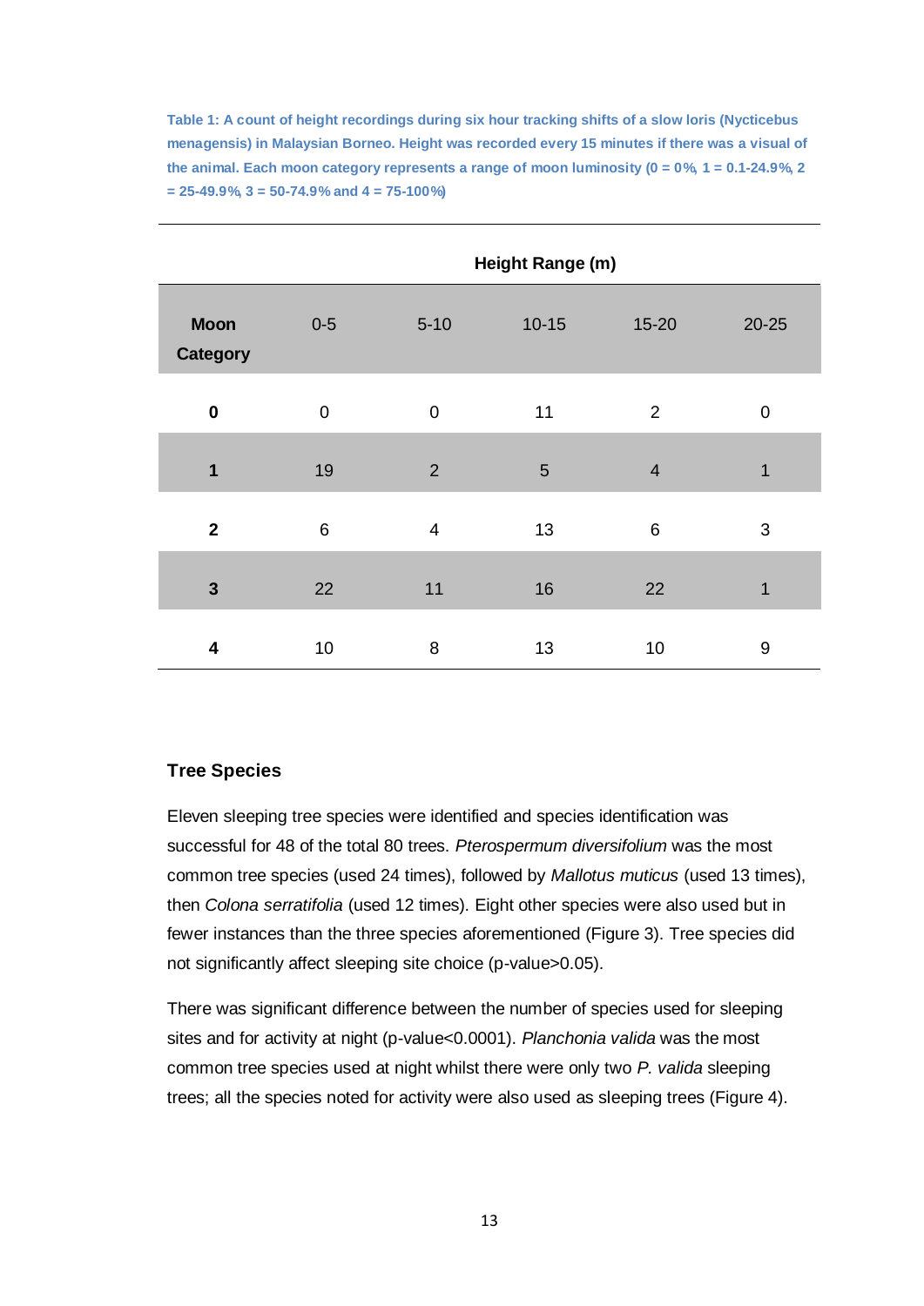**Table 1: A count of height recordings during six hour tracking shifts of a slow loris (Nycticebus menagensis) in Malaysian Borneo. Height was recorded every 15 minutes if there was a visual of the animal. Each moon category represents a range of moon luminosity (0 = 0%, 1 = 0.1-24.9%, 2 = 25-49.9%, 3 = 50-74.9% and 4 = 75-100%)**

| | Height Range (m) | | | | |
|---|---|---|---|---|---|
| **Moon Category** | 0-5 | 5-10 | 10-15 | 15-20 | 20-25 |
| **0** | 0 | 0 | 11 | 2 | 0 |
| **1** | 19 | 2 | 5 | 4 | 1 |
| **2** | 6 | 4 | 13 | 6 | 3 |
| **3** | 22 | 11 | 16 | 22 | 1 |
| **4** | 10 | 8 | 13 | 10 | 9 |

### Tree Species

Eleven sleeping tree species were identified and species identification was successful for 48 of the total 80 trees. *Pterospermum diversifolium* was the most common tree species (used 24 times), followed by *Mallotus muticus* (used 13 times), then *Colona serratifolia* (used 12 times). Eight other species were also used but in fewer instances than the three species aforementioned (Figure 3). Tree species did not significantly affect sleeping site choice (p-value>0.05).

There was significant difference between the number of species used for sleeping sites and for activity at night (p-value<0.0001). *Planchonia valida* was the most common tree species used at night whilst there were only two *P. valida* sleeping trees; all the species noted for activity were also used as sleeping trees (Figure 4).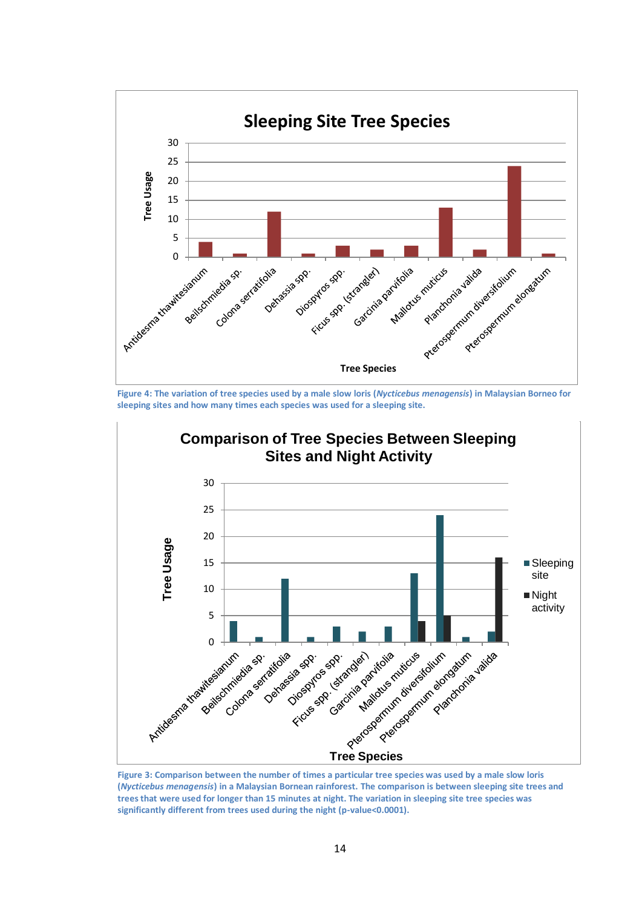Figure 4: The variation of tree species used by a male slow loris (*Nycticebus menagensis*) in Malaysian Borneo for sleeping sites and how many times each species was used for a sleeping site.

Figure 3: Comparison between the number of times a particular tree species was used by a male slow loris (*Nycticebus menagensis*) in a Malaysian Bornean rainforest. The comparison is between sleeping site trees and trees that were used for longer than 15 minutes at night. The variation in sleeping site tree species was significantly different from trees used during the night (p-value<0.0001).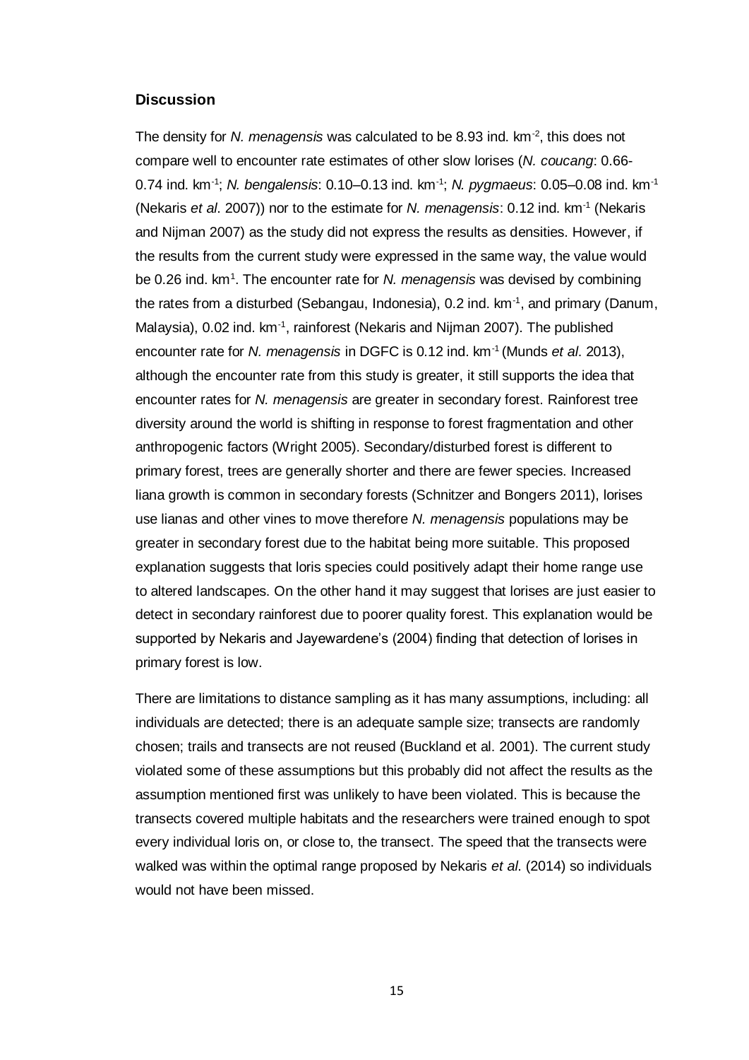## Discussion

The density for *N. menagensis* was calculated to be 8.93 ind. km$^{-2}$, this does not compare well to encounter rate estimates of other slow lorises (*N. coucang*: 0.66-0.74 ind. km$^{-1}$; *N. bengalensis*: 0.10–0.13 ind. km$^{-1}$; *N. pygmaeus*: 0.05–0.08 ind. km$^{-1}$ (Nekaris *et al*. 2007)) nor to the estimate for *N. menagensis*: 0.12 ind. km$^{-1}$ (Nekaris and Nijman 2007) as the study did not express the results as densities. However, if the results from the current study were expressed in the same way, the value would be 0.26 ind. km$^{1}$. The encounter rate for *N. menagensis* was devised by combining the rates from a disturbed (Sebangau, Indonesia), 0.2 ind. km$^{-1}$, and primary (Danum, Malaysia), 0.02 ind. km$^{-1}$, rainforest (Nekaris and Nijman 2007). The published encounter rate for *N. menagensis* in DGFC is 0.12 ind. km$^{-1}$ (Munds *et al*. 2013), although the encounter rate from this study is greater, it still supports the idea that encounter rates for *N. menagensis* are greater in secondary forest. Rainforest tree diversity around the world is shifting in response to forest fragmentation and other anthropogenic factors (Wright 2005). Secondary/disturbed forest is different to primary forest, trees are generally shorter and there are fewer species. Increased liana growth is common in secondary forests (Schnitzer and Bongers 2011), lorises use lianas and other vines to move therefore *N. menagensis* populations may be greater in secondary forest due to the habitat being more suitable. This proposed explanation suggests that loris species could positively adapt their home range use to altered landscapes. On the other hand it may suggest that lorises are just easier to detect in secondary rainforest due to poorer quality forest. This explanation would be supported by Nekaris and Jayewardene's (2004) finding that detection of lorises in primary forest is low.

There are limitations to distance sampling as it has many assumptions, including: all individuals are detected; there is an adequate sample size; transects are randomly chosen; trails and transects are not reused (Buckland et al. 2001). The current study violated some of these assumptions but this probably did not affect the results as the assumption mentioned first was unlikely to have been violated. This is because the transects covered multiple habitats and the researchers were trained enough to spot every individual loris on, or close to, the transect. The speed that the transects were walked was within the optimal range proposed by Nekaris *et al*. (2014) so individuals would not have been missed.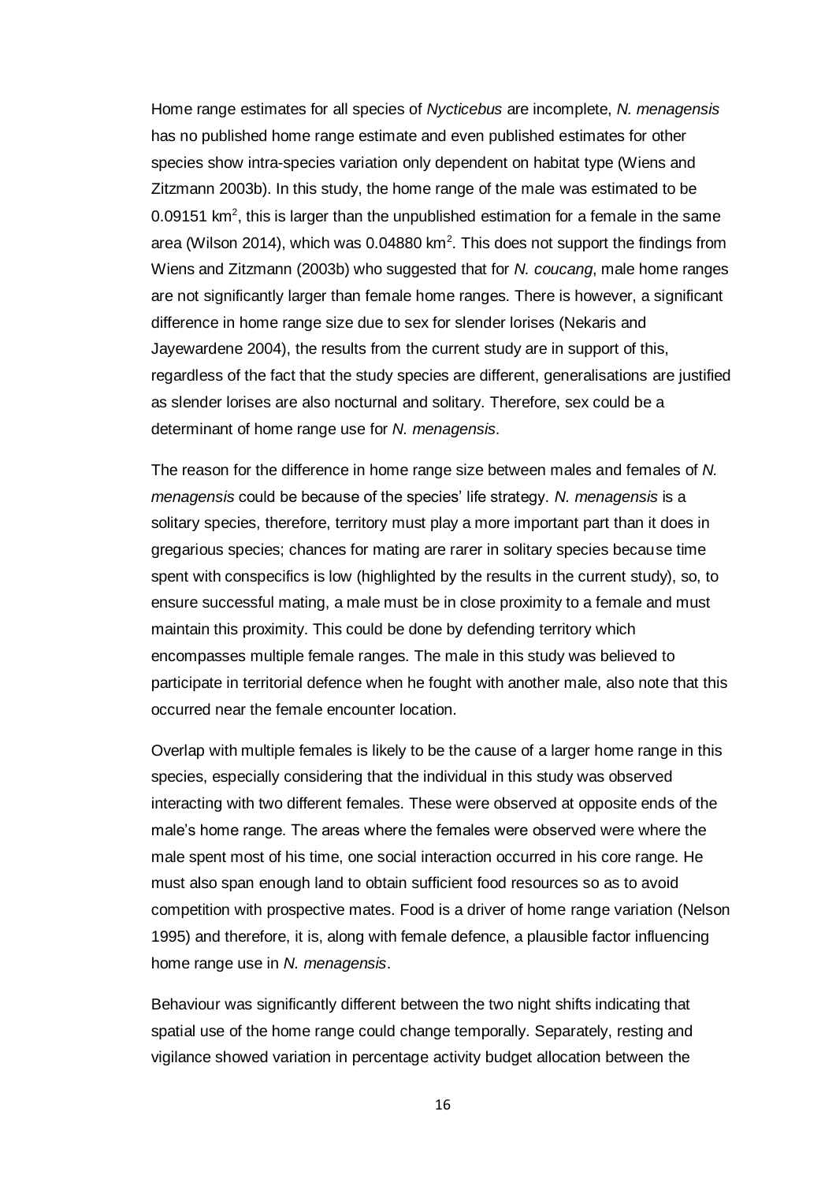Home range estimates for all species of *Nycticebus* are incomplete, *N. menagensis* has no published home range estimate and even published estimates for other species show intra-species variation only dependent on habitat type (Wiens and Zitzmann 2003b). In this study, the home range of the male was estimated to be 0.09151 $km^2$, this is larger than the unpublished estimation for a female in the same area (Wilson 2014), which was 0.04880 $km^2$. This does not support the findings from Wiens and Zitzmann (2003b) who suggested that for *N. coucang*, male home ranges are not significantly larger than female home ranges. There is however, a significant difference in home range size due to sex for slender lorises (Nekaris and Jayewardene 2004), the results from the current study are in support of this, regardless of the fact that the study species are different, generalisations are justified as slender lorises are also nocturnal and solitary. Therefore, sex could be a determinant of home range use for *N. menagensis*.

The reason for the difference in home range size between males and females of *N. menagensis* could be because of the species' life strategy. *N. menagensis* is a solitary species, therefore, territory must play a more important part than it does in gregarious species; chances for mating are rarer in solitary species because time spent with conspecifics is low (highlighted by the results in the current study), so, to ensure successful mating, a male must be in close proximity to a female and must maintain this proximity. This could be done by defending territory which encompasses multiple female ranges. The male in this study was believed to participate in territorial defence when he fought with another male, also note that this occurred near the female encounter location.

Overlap with multiple females is likely to be the cause of a larger home range in this species, especially considering that the individual in this study was observed interacting with two different females. These were observed at opposite ends of the male's home range. The areas where the females were observed were where the male spent most of his time, one social interaction occurred in his core range. He must also span enough land to obtain sufficient food resources so as to avoid competition with prospective mates. Food is a driver of home range variation (Nelson 1995) and therefore, it is, along with female defence, a plausible factor influencing home range use in *N. menagensis*.

Behaviour was significantly different between the two night shifts indicating that spatial use of the home range could change temporally. Separately, resting and vigilance showed variation in percentage activity budget allocation between the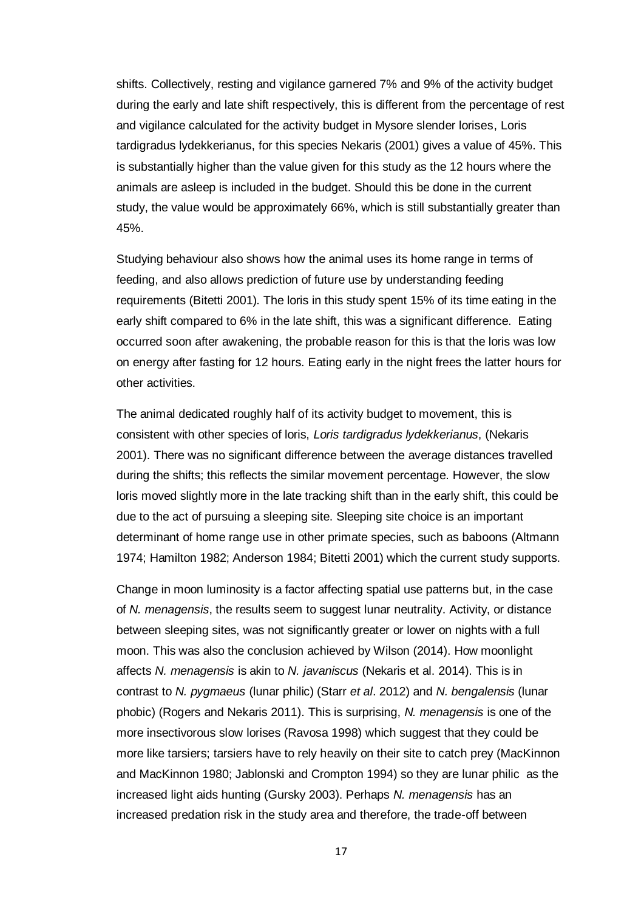shifts. Collectively, resting and vigilance garnered 7% and 9% of the activity budget during the early and late shift respectively, this is different from the percentage of rest and vigilance calculated for the activity budget in Mysore slender lorises, Loris tardigradus lydekkerianus, for this species Nekaris (2001) gives a value of 45%. This is substantially higher than the value given for this study as the 12 hours where the animals are asleep is included in the budget. Should this be done in the current study, the value would be approximately 66%, which is still substantially greater than 45%.

Studying behaviour also shows how the animal uses its home range in terms of feeding, and also allows prediction of future use by understanding feeding requirements (Bitetti 2001). The loris in this study spent 15% of its time eating in the early shift compared to 6% in the late shift, this was a significant difference. Eating occurred soon after awakening, the probable reason for this is that the loris was low on energy after fasting for 12 hours. Eating early in the night frees the latter hours for other activities.

The animal dedicated roughly half of its activity budget to movement, this is consistent with other species of loris, *Loris tardigradus lydekkerianus*, (Nekaris 2001). There was no significant difference between the average distances travelled during the shifts; this reflects the similar movement percentage. However, the slow loris moved slightly more in the late tracking shift than in the early shift, this could be due to the act of pursuing a sleeping site. Sleeping site choice is an important determinant of home range use in other primate species, such as baboons (Altmann 1974; Hamilton 1982; Anderson 1984; Bitetti 2001) which the current study supports.

Change in moon luminosity is a factor affecting spatial use patterns but, in the case of *N. menagensis*, the results seem to suggest lunar neutrality. Activity, or distance between sleeping sites, was not significantly greater or lower on nights with a full moon. This was also the conclusion achieved by Wilson (2014). How moonlight affects *N. menagensis* is akin to *N. javaniscus* (Nekaris et al. 2014). This is in contrast to *N. pygmaeus* (lunar philic) (Starr *et al*. 2012) and *N. bengalensis* (lunar phobic) (Rogers and Nekaris 2011). This is surprising, *N. menagensis* is one of the more insectivorous slow lorises (Ravosa 1998) which suggest that they could be more like tarsiers; tarsiers have to rely heavily on their site to catch prey (MacKinnon and MacKinnon 1980; Jablonski and Crompton 1994) so they are lunar philic as the increased light aids hunting (Gursky 2003). Perhaps *N. menagensis* has an increased predation risk in the study area and therefore, the trade-off between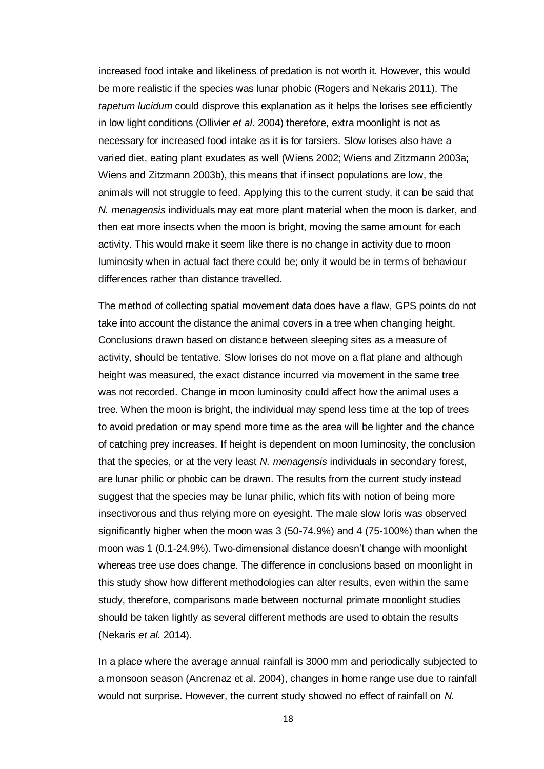increased food intake and likeliness of predation is not worth it. However, this would be more realistic if the species was lunar phobic (Rogers and Nekaris 2011). The *tapetum lucidum* could disprove this explanation as it helps the lorises see efficiently in low light conditions (Ollivier *et al*. 2004) therefore, extra moonlight is not as necessary for increased food intake as it is for tarsiers. Slow lorises also have a varied diet, eating plant exudates as well (Wiens 2002; Wiens and Zitzmann 2003a; Wiens and Zitzmann 2003b), this means that if insect populations are low, the animals will not struggle to feed. Applying this to the current study, it can be said that *N. menagensis* individuals may eat more plant material when the moon is darker, and then eat more insects when the moon is bright, moving the same amount for each activity. This would make it seem like there is no change in activity due to moon luminosity when in actual fact there could be; only it would be in terms of behaviour differences rather than distance travelled.

The method of collecting spatial movement data does have a flaw, GPS points do not take into account the distance the animal covers in a tree when changing height. Conclusions drawn based on distance between sleeping sites as a measure of activity, should be tentative. Slow lorises do not move on a flat plane and although height was measured, the exact distance incurred via movement in the same tree was not recorded. Change in moon luminosity could affect how the animal uses a tree. When the moon is bright, the individual may spend less time at the top of trees to avoid predation or may spend more time as the area will be lighter and the chance of catching prey increases. If height is dependent on moon luminosity, the conclusion that the species, or at the very least *N. menagensis* individuals in secondary forest, are lunar philic or phobic can be drawn. The results from the current study instead suggest that the species may be lunar philic, which fits with notion of being more insectivorous and thus relying more on eyesight. The male slow loris was observed significantly higher when the moon was 3 (50-74.9%) and 4 (75-100%) than when the moon was 1 (0.1-24.9%). Two-dimensional distance doesn't change with moonlight whereas tree use does change. The difference in conclusions based on moonlight in this study show how different methodologies can alter results, even within the same study, therefore, comparisons made between nocturnal primate moonlight studies should be taken lightly as several different methods are used to obtain the results (Nekaris *et al*. 2014).

In a place where the average annual rainfall is 3000 mm and periodically subjected to a monsoon season (Ancrenaz et al. 2004), changes in home range use due to rainfall would not surprise. However, the current study showed no effect of rainfall on *N.*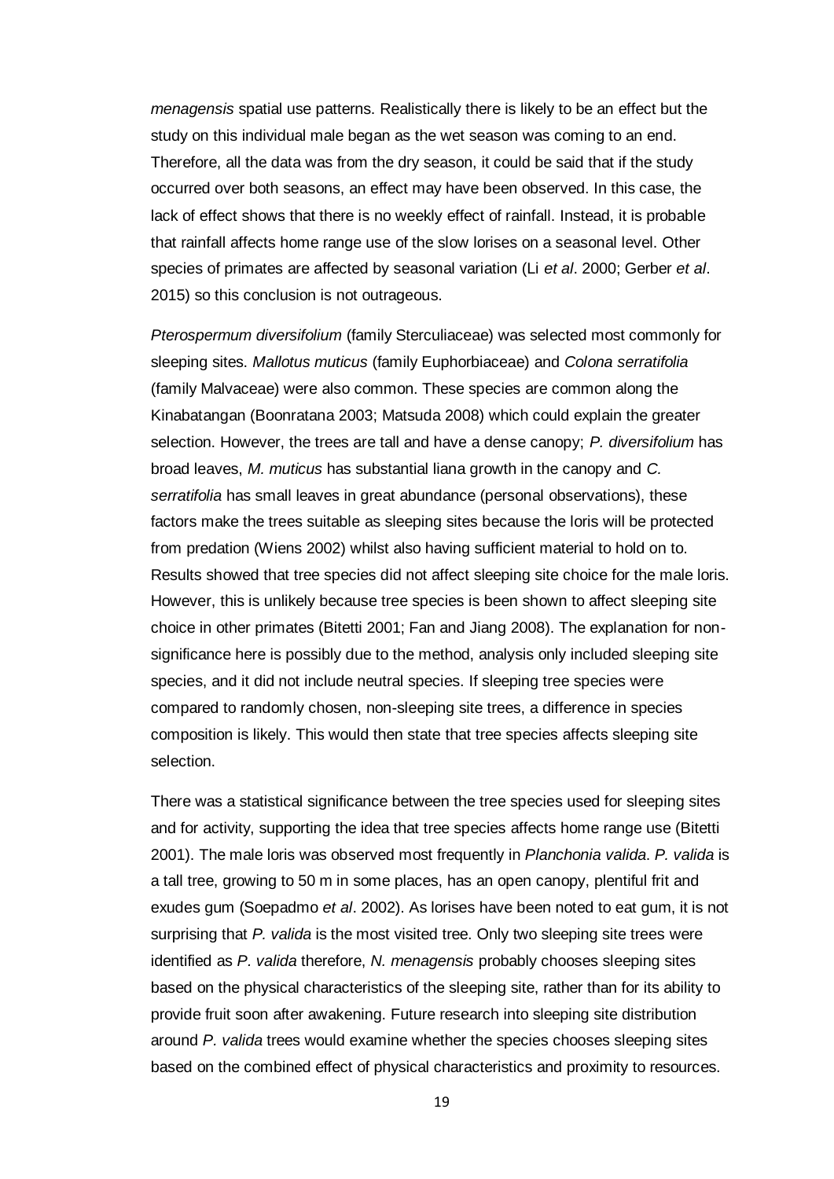*menagensis* spatial use patterns. Realistically there is likely to be an effect but the study on this individual male began as the wet season was coming to an end. Therefore, all the data was from the dry season, it could be said that if the study occurred over both seasons, an effect may have been observed. In this case, the lack of effect shows that there is no weekly effect of rainfall. Instead, it is probable that rainfall affects home range use of the slow lorises on a seasonal level. Other species of primates are affected by seasonal variation (Li *et al*. 2000; Gerber *et al*. 2015) so this conclusion is not outrageous.

*Pterospermum diversifolium* (family Sterculiaceae) was selected most commonly for sleeping sites. *Mallotus muticus* (family Euphorbiaceae) and *Colona serratifolia* (family Malvaceae) were also common. These species are common along the Kinabatangan (Boonratana 2003; Matsuda 2008) which could explain the greater selection. However, the trees are tall and have a dense canopy; *P. diversifolium* has broad leaves, *M. muticus* has substantial liana growth in the canopy and *C. serratifolia* has small leaves in great abundance (personal observations), these factors make the trees suitable as sleeping sites because the loris will be protected from predation (Wiens 2002) whilst also having sufficient material to hold on to. Results showed that tree species did not affect sleeping site choice for the male loris. However, this is unlikely because tree species is been shown to affect sleeping site choice in other primates (Bitetti 2001; Fan and Jiang 2008). The explanation for non-significance here is possibly due to the method, analysis only included sleeping site species, and it did not include neutral species. If sleeping tree species were compared to randomly chosen, non-sleeping site trees, a difference in species composition is likely. This would then state that tree species affects sleeping site selection.

There was a statistical significance between the tree species used for sleeping sites and for activity, supporting the idea that tree species affects home range use (Bitetti 2001). The male loris was observed most frequently in *Planchonia valida*. *P. valida* is a tall tree, growing to 50 m in some places, has an open canopy, plentiful frit and exudes gum (Soepadmo *et al*. 2002). As lorises have been noted to eat gum, it is not surprising that *P. valida* is the most visited tree. Only two sleeping site trees were identified as *P. valida* therefore, *N. menagensis* probably chooses sleeping sites based on the physical characteristics of the sleeping site, rather than for its ability to provide fruit soon after awakening. Future research into sleeping site distribution around *P. valida* trees would examine whether the species chooses sleeping sites based on the combined effect of physical characteristics and proximity to resources.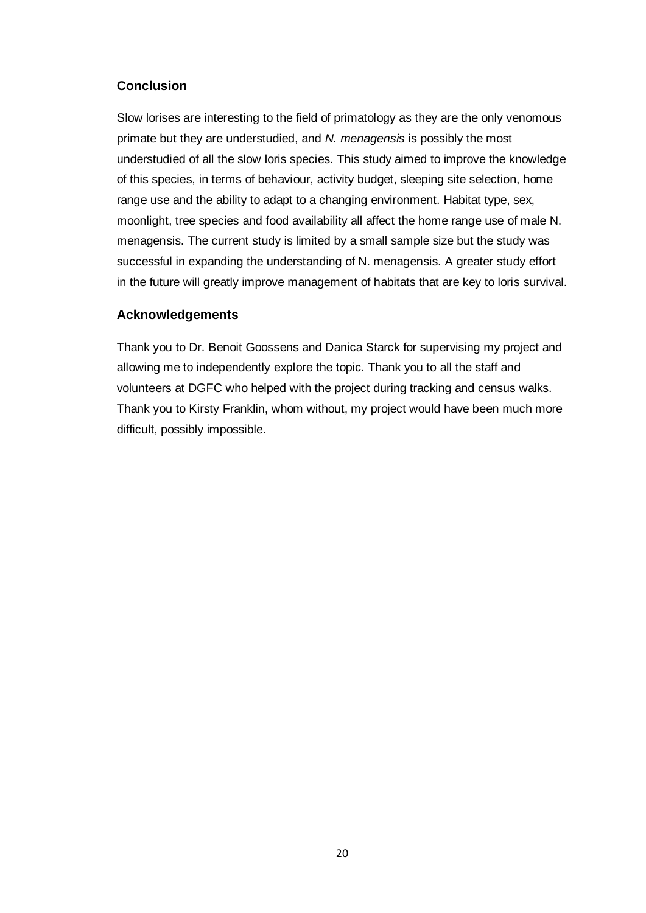## Conclusion

Slow lorises are interesting to the field of primatology as they are the only venomous primate but they are understudied, and *N. menagensis* is possibly the most understudied of all the slow loris species. This study aimed to improve the knowledge of this species, in terms of behaviour, activity budget, sleeping site selection, home range use and the ability to adapt to a changing environment. Habitat type, sex, moonlight, tree species and food availability all affect the home range use of male N. menagensis. The current study is limited by a small sample size but the study was successful in expanding the understanding of N. menagensis. A greater study effort in the future will greatly improve management of habitats that are key to loris survival.

## Acknowledgements

Thank you to Dr. Benoit Goossens and Danica Starck for supervising my project and allowing me to independently explore the topic. Thank you to all the staff and volunteers at DGFC who helped with the project during tracking and census walks. Thank you to Kirsty Franklin, whom without, my project would have been much more difficult, possibly impossible.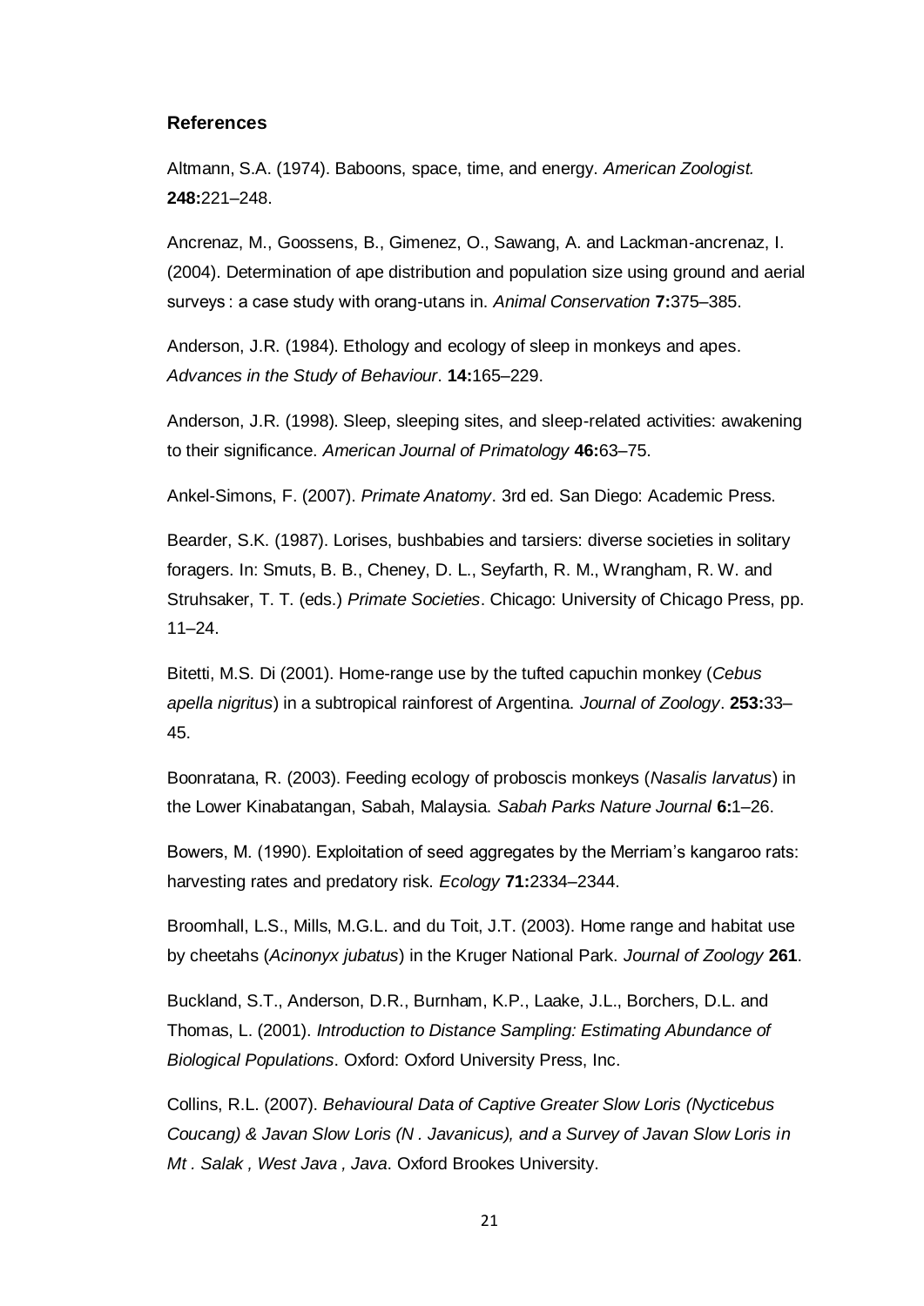## References

Altmann, S.A. (1974). Baboons, space, time, and energy. *American Zoologist.* **248:**221–248.

Ancrenaz, M., Goossens, B., Gimenez, O., Sawang, A. and Lackman-ancrenaz, I. (2004). Determination of ape distribution and population size using ground and aerial surveys : a case study with orang-utans in. *Animal Conservation* **7:**375–385.

Anderson, J.R. (1984). Ethology and ecology of sleep in monkeys and apes. *Advances in the Study of Behaviour*. **14:**165–229.

Anderson, J.R. (1998). Sleep, sleeping sites, and sleep-related activities: awakening to their significance. *American Journal of Primatology* **46:**63–75.

Ankel-Simons, F. (2007). *Primate Anatomy*. 3rd ed. San Diego: Academic Press.

Bearder, S.K. (1987). Lorises, bushbabies and tarsiers: diverse societies in solitary foragers. In: Smuts, B. B., Cheney, D. L., Seyfarth, R. M., Wrangham, R. W. and Struhsaker, T. T. (eds.) *Primate Societies*. Chicago: University of Chicago Press, pp. 11–24.

Bitetti, M.S. Di (2001). Home-range use by the tufted capuchin monkey (*Cebus apella nigritus*) in a subtropical rainforest of Argentina. *Journal of Zoology*. **253:**33–45.

Boonratana, R. (2003). Feeding ecology of proboscis monkeys (*Nasalis larvatus*) in the Lower Kinabatangan, Sabah, Malaysia. *Sabah Parks Nature Journal* **6:**1–26.

Bowers, M. (1990). Exploitation of seed aggregates by the Merriam's kangaroo rats: harvesting rates and predatory risk. *Ecology* **71:**2334–2344.

Broomhall, L.S., Mills, M.G.L. and du Toit, J.T. (2003). Home range and habitat use by cheetahs (*Acinonyx jubatus*) in the Kruger National Park. *Journal of Zoology* **261**.

Buckland, S.T., Anderson, D.R., Burnham, K.P., Laake, J.L., Borchers, D.L. and Thomas, L. (2001). *Introduction to Distance Sampling: Estimating Abundance of Biological Populations*. Oxford: Oxford University Press, Inc.

Collins, R.L. (2007). *Behavioural Data of Captive Greater Slow Loris (Nycticebus Coucang) & Javan Slow Loris (N . Javanicus), and a Survey of Javan Slow Loris in Mt . Salak , West Java , Java*. Oxford Brookes University.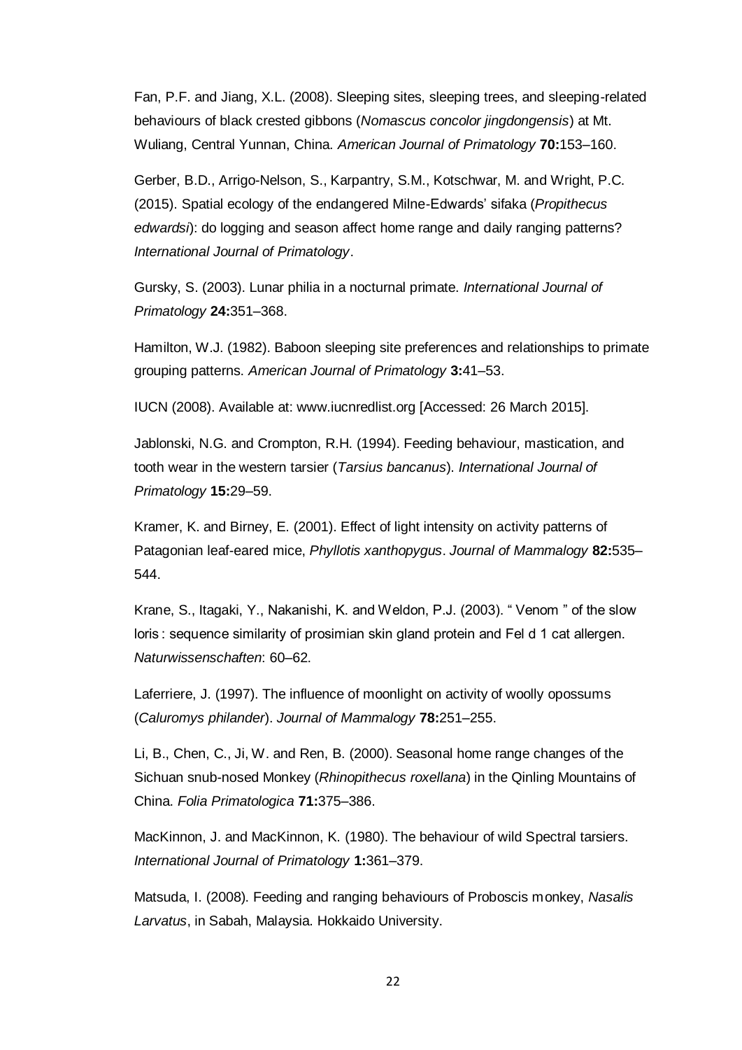Fan, P.F. and Jiang, X.L. (2008). Sleeping sites, sleeping trees, and sleeping-related behaviours of black crested gibbons (*Nomascus concolor jingdongensis*) at Mt. Wuliang, Central Yunnan, China. *American Journal of Primatology* **70:**153–160.

Gerber, B.D., Arrigo-Nelson, S., Karpantry, S.M., Kotschwar, M. and Wright, P.C. (2015). Spatial ecology of the endangered Milne-Edwards' sifaka (*Propithecus edwardsi*): do logging and season affect home range and daily ranging patterns? *International Journal of Primatology*.

Gursky, S. (2003). Lunar philia in a nocturnal primate. *International Journal of Primatology* **24:**351–368.

Hamilton, W.J. (1982). Baboon sleeping site preferences and relationships to primate grouping patterns. *American Journal of Primatology* **3:**41–53.

IUCN (2008). Available at: www.iucnredlist.org [Accessed: 26 March 2015].

Jablonski, N.G. and Crompton, R.H. (1994). Feeding behaviour, mastication, and tooth wear in the western tarsier (*Tarsius bancanus*). *International Journal of Primatology* **15:**29–59.

Kramer, K. and Birney, E. (2001). Effect of light intensity on activity patterns of Patagonian leaf-eared mice, *Phyllotis xanthopygus*. *Journal of Mammalogy* **82:**535–544.

Krane, S., Itagaki, Y., Nakanishi, K. and Weldon, P.J. (2003). " Venom " of the slow loris : sequence similarity of prosimian skin gland protein and Fel d 1 cat allergen. *Naturwissenschaften*: 60–62.

Laferriere, J. (1997). The influence of moonlight on activity of woolly opossums (*Caluromys philander*). *Journal of Mammalogy* **78:**251–255.

Li, B., Chen, C., Ji, W. and Ren, B. (2000). Seasonal home range changes of the Sichuan snub-nosed Monkey (*Rhinopithecus roxellana*) in the Qinling Mountains of China. *Folia Primatologica* **71:**375–386.

MacKinnon, J. and MacKinnon, K. (1980). The behaviour of wild Spectral tarsiers. *International Journal of Primatology* **1:**361–379.

Matsuda, I. (2008). Feeding and ranging behaviours of Proboscis monkey, *Nasalis Larvatus*, in Sabah, Malaysia. Hokkaido University.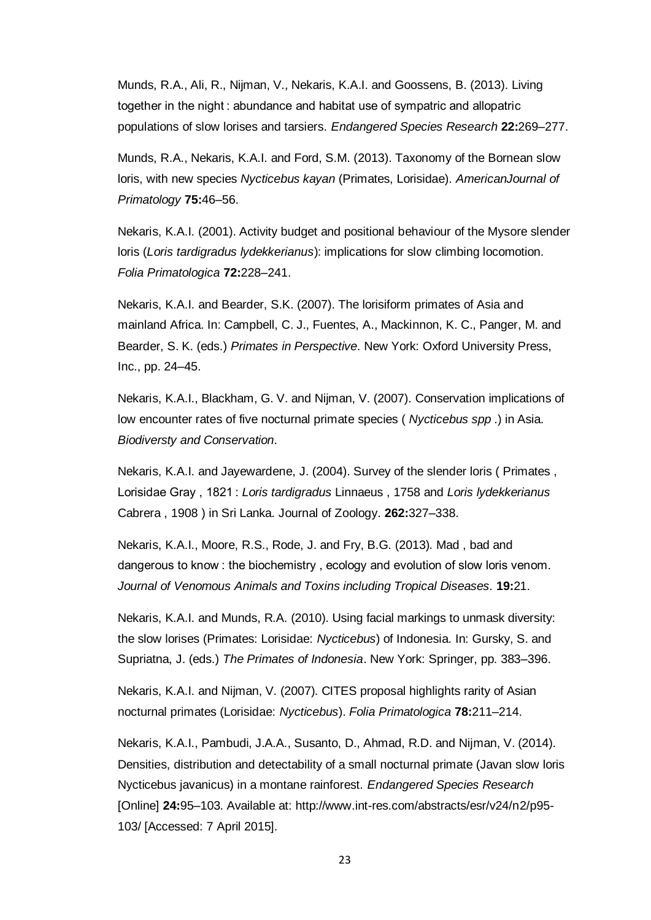Munds, R.A., Ali, R., Nijman, V., Nekaris, K.A.I. and Goossens, B. (2013). Living together in the night : abundance and habitat use of sympatric and allopatric populations of slow lorises and tarsiers. *Endangered Species Research* **22:**269–277.

Munds, R.A., Nekaris, K.A.I. and Ford, S.M. (2013). Taxonomy of the Bornean slow loris, with new species *Nycticebus kayan* (Primates, Lorisidae). *AmericanJournal of Primatology* **75:**46–56.

Nekaris, K.A.I. (2001). Activity budget and positional behaviour of the Mysore slender loris (*Loris tardigradus lydekkerianus*): implications for slow climbing locomotion. *Folia Primatologica* **72:**228–241.

Nekaris, K.A.I. and Bearder, S.K. (2007). The lorisiform primates of Asia and mainland Africa. In: Campbell, C. J., Fuentes, A., Mackinnon, K. C., Panger, M. and Bearder, S. K. (eds.) *Primates in Perspective*. New York: Oxford University Press, Inc., pp. 24–45.

Nekaris, K.A.I., Blackham, G. V. and Nijman, V. (2007). Conservation implications of low encounter rates of five nocturnal primate species ( *Nycticebus spp* .) in Asia. *Biodiversty and Conservation*.

Nekaris, K.A.I. and Jayewardene, J. (2004). Survey of the slender loris ( Primates , Lorisidae Gray , 1821 : *Loris tardigradus* Linnaeus , 1758 and *Loris lydekkerianus* Cabrera , 1908 ) in Sri Lanka. Journal of Zoology. **262:**327–338.

Nekaris, K.A.I., Moore, R.S., Rode, J. and Fry, B.G. (2013). Mad , bad and dangerous to know : the biochemistry , ecology and evolution of slow loris venom. *Journal of Venomous Animals and Toxins including Tropical Diseases*. **19:**21.

Nekaris, K.A.I. and Munds, R.A. (2010). Using facial markings to unmask diversity: the slow lorises (Primates: Lorisidae: *Nycticebus*) of Indonesia. In: Gursky, S. and Supriatna, J. (eds.) *The Primates of Indonesia*. New York: Springer, pp. 383–396.

Nekaris, K.A.I. and Nijman, V. (2007). CITES proposal highlights rarity of Asian nocturnal primates (Lorisidae: *Nycticebus*). *Folia Primatologica* **78:**211–214.

Nekaris, K.A.I., Pambudi, J.A.A., Susanto, D., Ahmad, R.D. and Nijman, V. (2014). Densities, distribution and detectability of a small nocturnal primate (Javan slow loris Nycticebus javanicus) in a montane rainforest. *Endangered Species Research* [Online] **24:**95–103. Available at: http://www.int-res.com/abstracts/esr/v24/n2/p95-103/ [Accessed: 7 April 2015].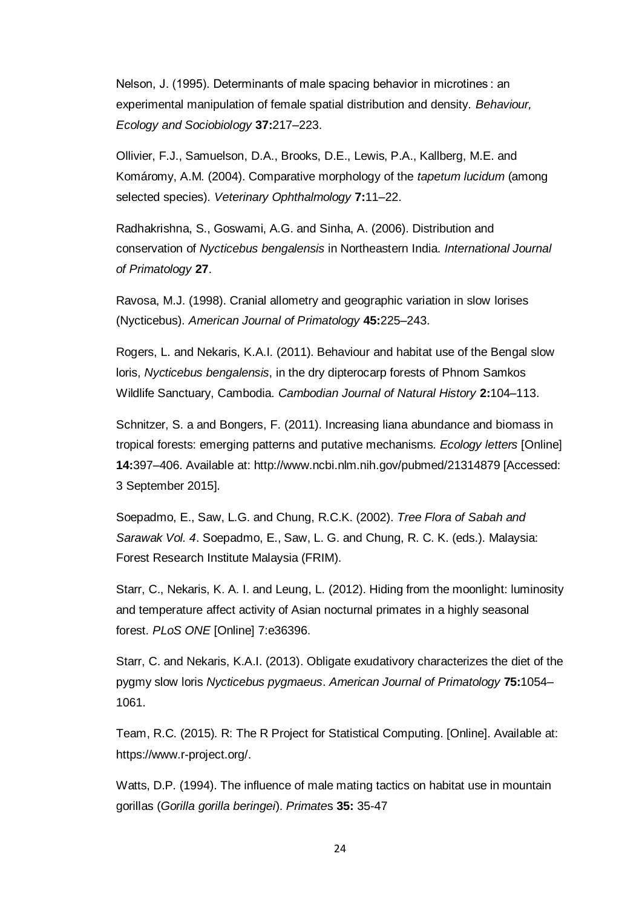Nelson, J. (1995). Determinants of male spacing behavior in microtines : an experimental manipulation of female spatial distribution and density. *Behaviour, Ecology and Sociobiology* **37:**217–223.

Ollivier, F.J., Samuelson, D.A., Brooks, D.E., Lewis, P.A., Kallberg, M.E. and Komáromy, A.M. (2004). Comparative morphology of the *tapetum lucidum* (among selected species). *Veterinary Ophthalmology* **7:**11–22.

Radhakrishna, S., Goswami, A.G. and Sinha, A. (2006). Distribution and conservation of *Nycticebus bengalensis* in Northeastern India. *International Journal of Primatology* **27**.

Ravosa, M.J. (1998). Cranial allometry and geographic variation in slow lorises (Nycticebus). *American Journal of Primatology* **45:**225–243.

Rogers, L. and Nekaris, K.A.I. (2011). Behaviour and habitat use of the Bengal slow loris, *Nycticebus bengalensis*, in the dry dipterocarp forests of Phnom Samkos Wildlife Sanctuary, Cambodia. *Cambodian Journal of Natural History* **2:**104–113.

Schnitzer, S. a and Bongers, F. (2011). Increasing liana abundance and biomass in tropical forests: emerging patterns and putative mechanisms. *Ecology letters* [Online] **14:**397–406. Available at: http://www.ncbi.nlm.nih.gov/pubmed/21314879 [Accessed: 3 September 2015].

Soepadmo, E., Saw, L.G. and Chung, R.C.K. (2002). *Tree Flora of Sabah and Sarawak Vol. 4*. Soepadmo, E., Saw, L. G. and Chung, R. C. K. (eds.). Malaysia: Forest Research Institute Malaysia (FRIM).

Starr, C., Nekaris, K. A. I. and Leung, L. (2012). Hiding from the moonlight: luminosity and temperature affect activity of Asian nocturnal primates in a highly seasonal forest. *PLoS ONE* [Online] 7:e36396.

Starr, C. and Nekaris, K.A.I. (2013). Obligate exudativory characterizes the diet of the pygmy slow loris *Nycticebus pygmaeus*. *American Journal of Primatology* **75:**1054–1061.

Team, R.C. (2015). R: The R Project for Statistical Computing. [Online]. Available at: https://www.r-project.org/.

Watts, D.P. (1994). The influence of male mating tactics on habitat use in mountain gorillas (*Gorilla gorilla beringei*). *Primates* **35:** 35-47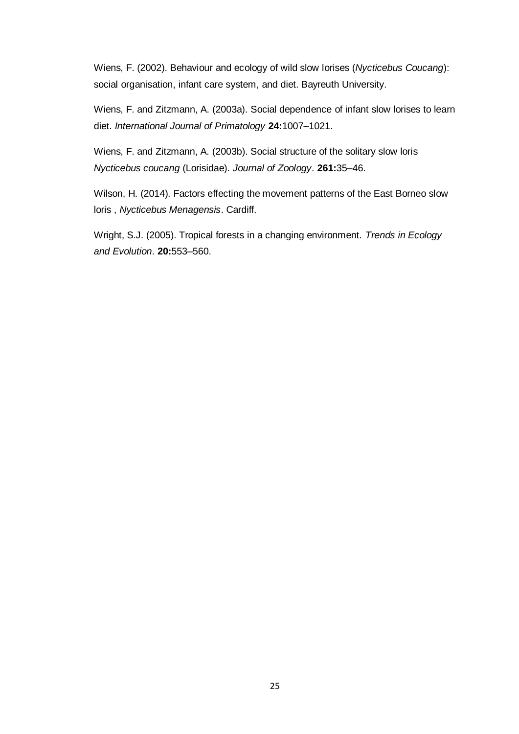Wiens, F. (2002). Behaviour and ecology of wild slow lorises (*Nycticebus Coucang*): social organisation, infant care system, and diet. Bayreuth University.

Wiens, F. and Zitzmann, A. (2003a). Social dependence of infant slow lorises to learn diet. *International Journal of Primatology* **24:**1007–1021.

Wiens, F. and Zitzmann, A. (2003b). Social structure of the solitary slow loris *Nycticebus coucang* (Lorisidae). *Journal of Zoology*. **261:**35–46.

Wilson, H. (2014). Factors effecting the movement patterns of the East Borneo slow loris , *Nycticebus Menagensis*. Cardiff.

Wright, S.J. (2005). Tropical forests in a changing environment. *Trends in Ecology and Evolution*. **20:**553–560.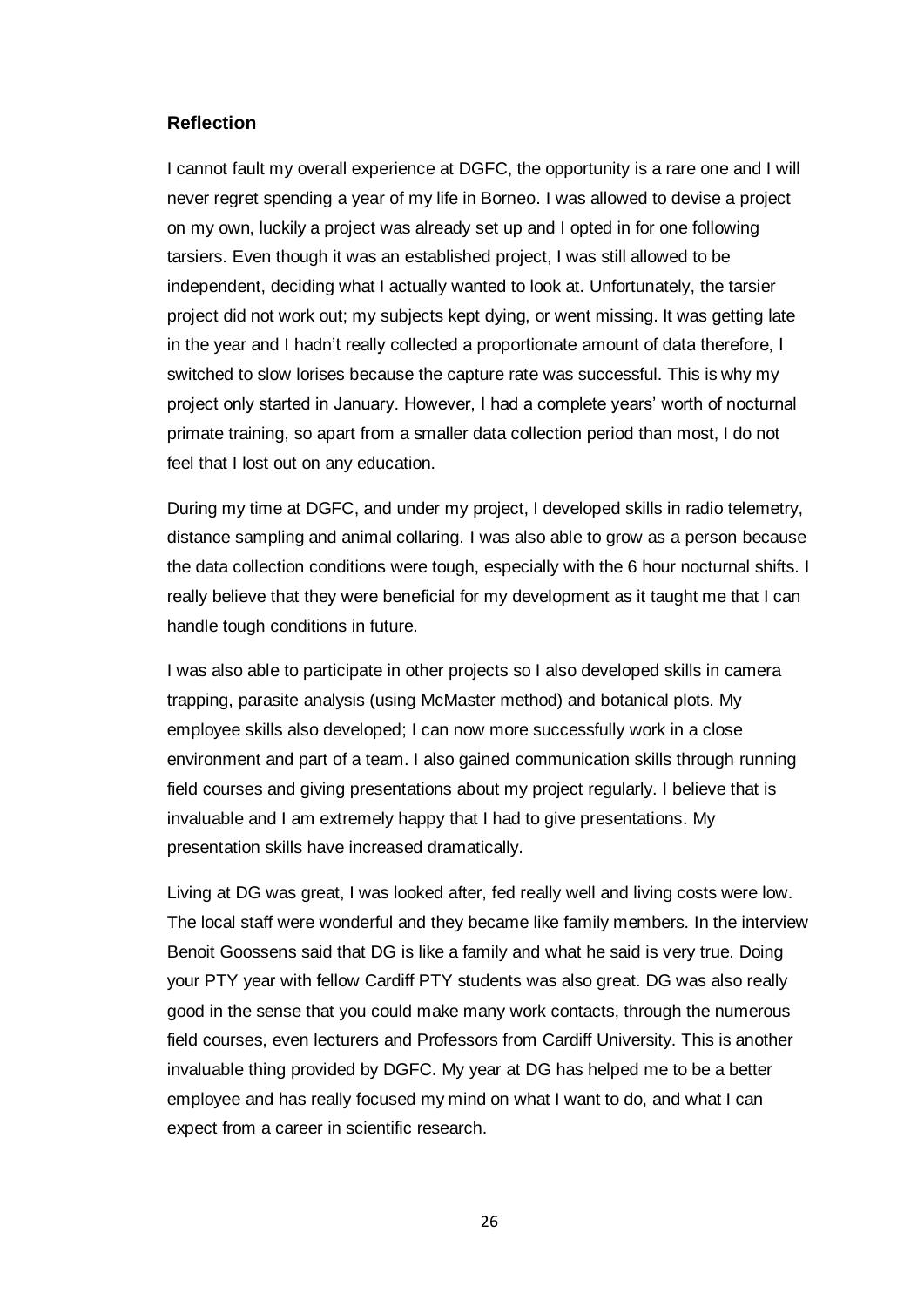## Reflection

I cannot fault my overall experience at DGFC, the opportunity is a rare one and I will never regret spending a year of my life in Borneo. I was allowed to devise a project on my own, luckily a project was already set up and I opted in for one following tarsiers. Even though it was an established project, I was still allowed to be independent, deciding what I actually wanted to look at. Unfortunately, the tarsier project did not work out; my subjects kept dying, or went missing. It was getting late in the year and I hadn't really collected a proportionate amount of data therefore, I switched to slow lorises because the capture rate was successful. This is why my project only started in January. However, I had a complete years' worth of nocturnal primate training, so apart from a smaller data collection period than most, I do not feel that I lost out on any education.

During my time at DGFC, and under my project, I developed skills in radio telemetry, distance sampling and animal collaring. I was also able to grow as a person because the data collection conditions were tough, especially with the 6 hour nocturnal shifts. I really believe that they were beneficial for my development as it taught me that I can handle tough conditions in future.

I was also able to participate in other projects so I also developed skills in camera trapping, parasite analysis (using McMaster method) and botanical plots. My employee skills also developed; I can now more successfully work in a close environment and part of a team. I also gained communication skills through running field courses and giving presentations about my project regularly. I believe that is invaluable and I am extremely happy that I had to give presentations. My presentation skills have increased dramatically.

Living at DG was great, I was looked after, fed really well and living costs were low. The local staff were wonderful and they became like family members. In the interview Benoit Goossens said that DG is like a family and what he said is very true. Doing your PTY year with fellow Cardiff PTY students was also great. DG was also really good in the sense that you could make many work contacts, through the numerous field courses, even lecturers and Professors from Cardiff University. This is another invaluable thing provided by DGFC. My year at DG has helped me to be a better employee and has really focused my mind on what I want to do, and what I can expect from a career in scientific research.